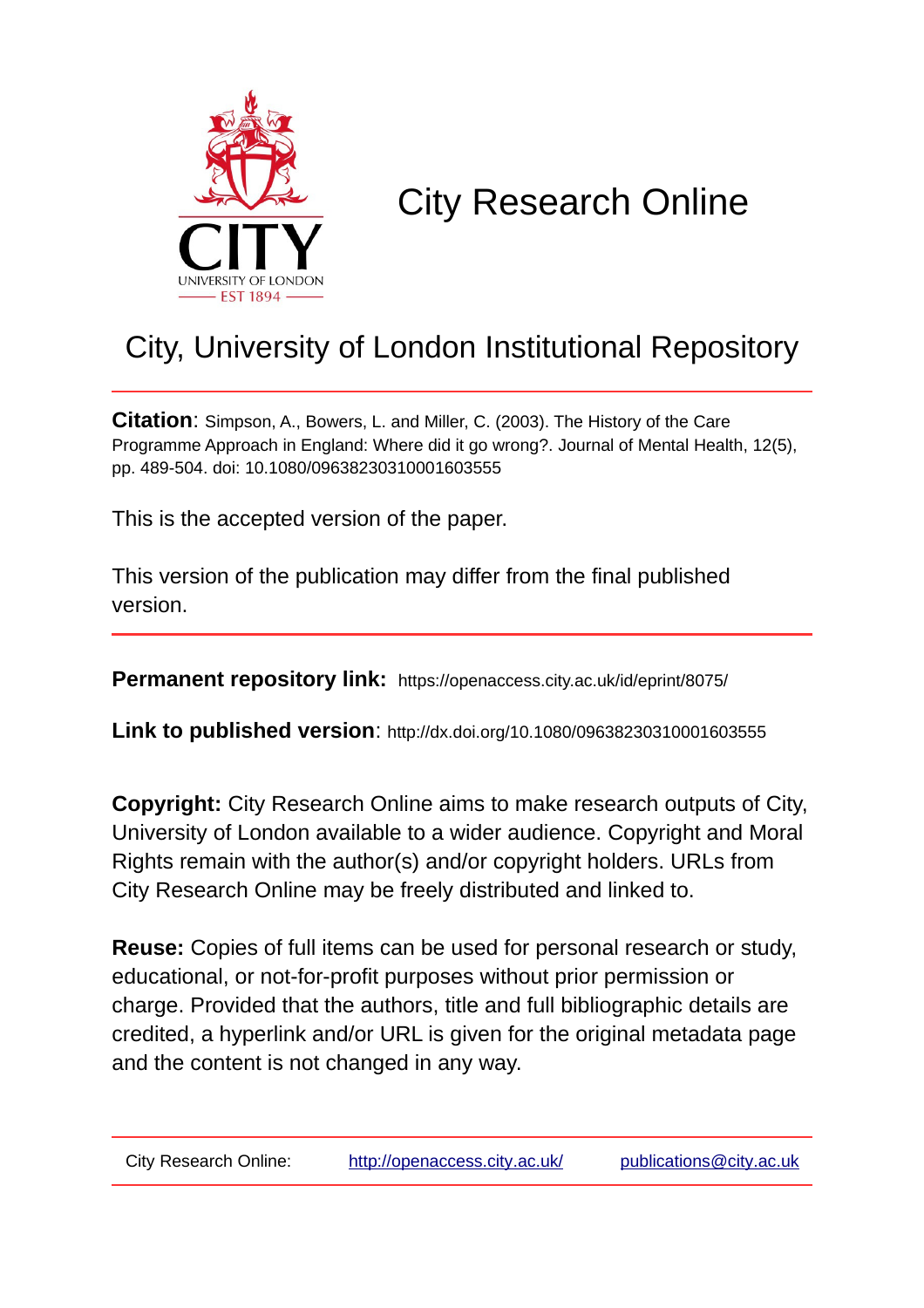# City Research Online

## City, University of London Institutional Repository

**Citation**: Simpson, A., Bowers, L. and Miller, C. (2003). The History of the Care Programme Approach in England: Where did it go wrong?. Journal of Mental Health, 12(5), pp. 489-504. doi: 10.1080/09638230310001603555

This is the accepted version of the paper.

This version of the publication may differ from the final published version.

**Permanent repository link:** https://openaccess.city.ac.uk/id/eprint/8075/

**Link to published version**: http://dx.doi.org/10.1080/09638230310001603555

**Copyright:** City Research Online aims to make research outputs of City, University of London available to a wider audience. Copyright and Moral Rights remain with the author(s) and/or copyright holders. URLs from City Research Online may be freely distributed and linked to.

**Reuse:** Copies of full items can be used for personal research or study, educational, or not-for-profit purposes without prior permission or charge. Provided that the authors, title and full bibliographic details are credited, a hyperlink and/or URL is given for the original metadata page and the content is not changed in any way.

City Research Online: http://openaccess.city.ac.uk/ publications@city.ac.uk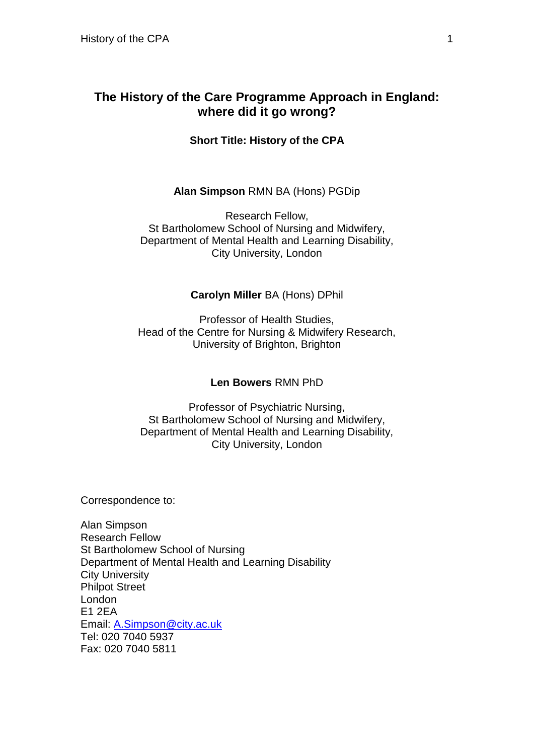# The History of the Care Programme Approach in England: where did it go wrong?

**Short Title: History of the CPA**

**Alan Simpson** RMN BA (Hons) PGDip

Research Fellow,
St Bartholomew School of Nursing and Midwifery,
Department of Mental Health and Learning Disability,
City University, London

**Carolyn Miller** BA (Hons) DPhil

Professor of Health Studies,
Head of the Centre for Nursing & Midwifery Research,
University of Brighton, Brighton

**Len Bowers** RMN PhD

Professor of Psychiatric Nursing,
St Bartholomew School of Nursing and Midwifery,
Department of Mental Health and Learning Disability,
City University, London

Correspondence to:

Alan Simpson
Research Fellow
St Bartholomew School of Nursing
Department of Mental Health and Learning Disability
City University
Philpot Street
London
E1 2EA
Email: A.Simpson@city.ac.uk
Tel: 020 7040 5937
Fax: 020 7040 5811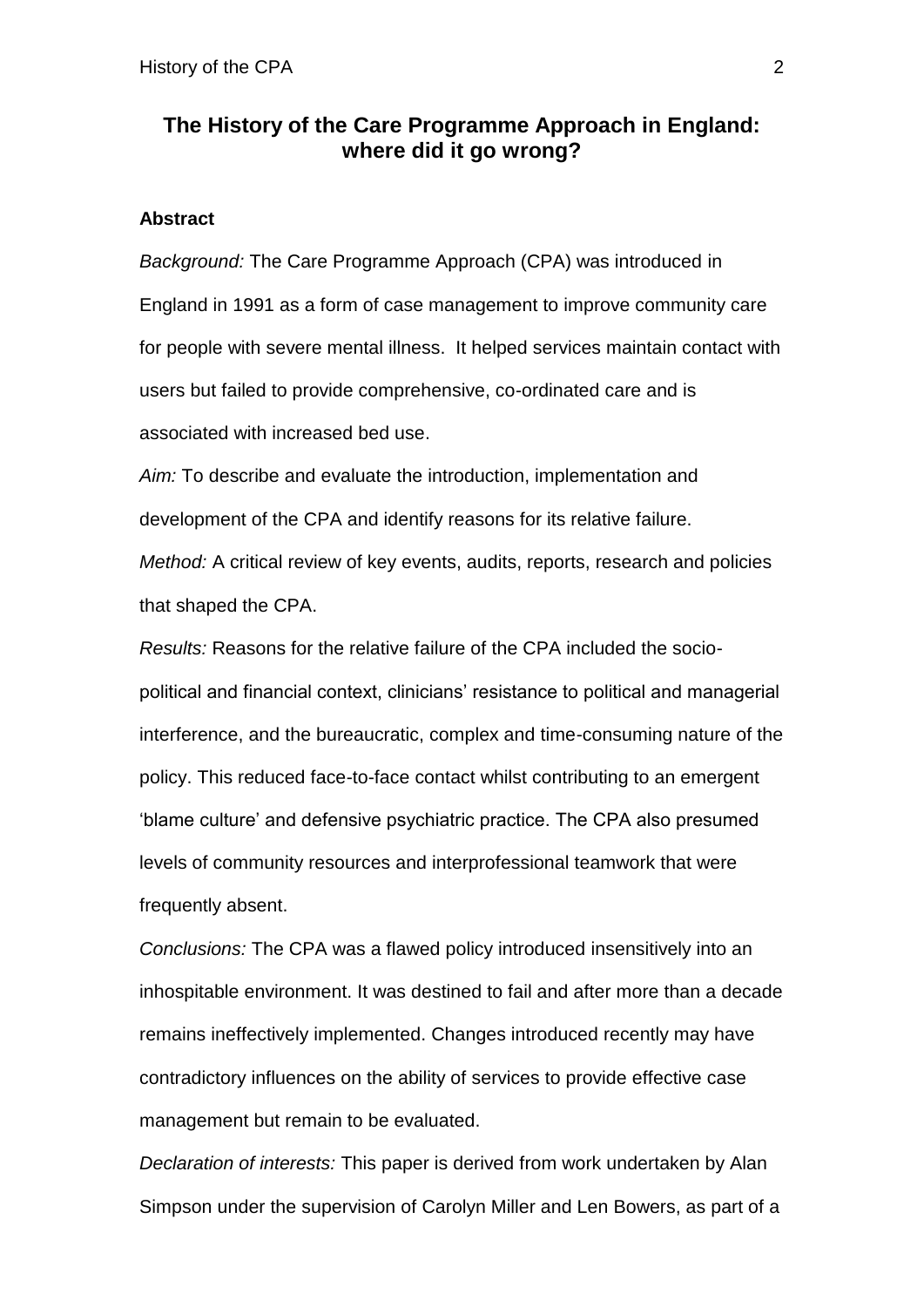# The History of the Care Programme Approach in England: where did it go wrong?

**Abstract**

*Background:* The Care Programme Approach (CPA) was introduced in England in 1991 as a form of case management to improve community care for people with severe mental illness. It helped services maintain contact with users but failed to provide comprehensive, co-ordinated care and is associated with increased bed use.

*Aim:* To describe and evaluate the introduction, implementation and development of the CPA and identify reasons for its relative failure.

*Method:* A critical review of key events, audits, reports, research and policies that shaped the CPA.

*Results:* Reasons for the relative failure of the CPA included the socio-political and financial context, clinicians' resistance to political and managerial interference, and the bureaucratic, complex and time-consuming nature of the policy. This reduced face-to-face contact whilst contributing to an emergent 'blame culture' and defensive psychiatric practice. The CPA also presumed levels of community resources and interprofessional teamwork that were frequently absent.

*Conclusions:* The CPA was a flawed policy introduced insensitively into an inhospitable environment. It was destined to fail and after more than a decade remains ineffectively implemented. Changes introduced recently may have contradictory influences on the ability of services to provide effective case management but remain to be evaluated.

*Declaration of interests:* This paper is derived from work undertaken by Alan Simpson under the supervision of Carolyn Miller and Len Bowers, as part of a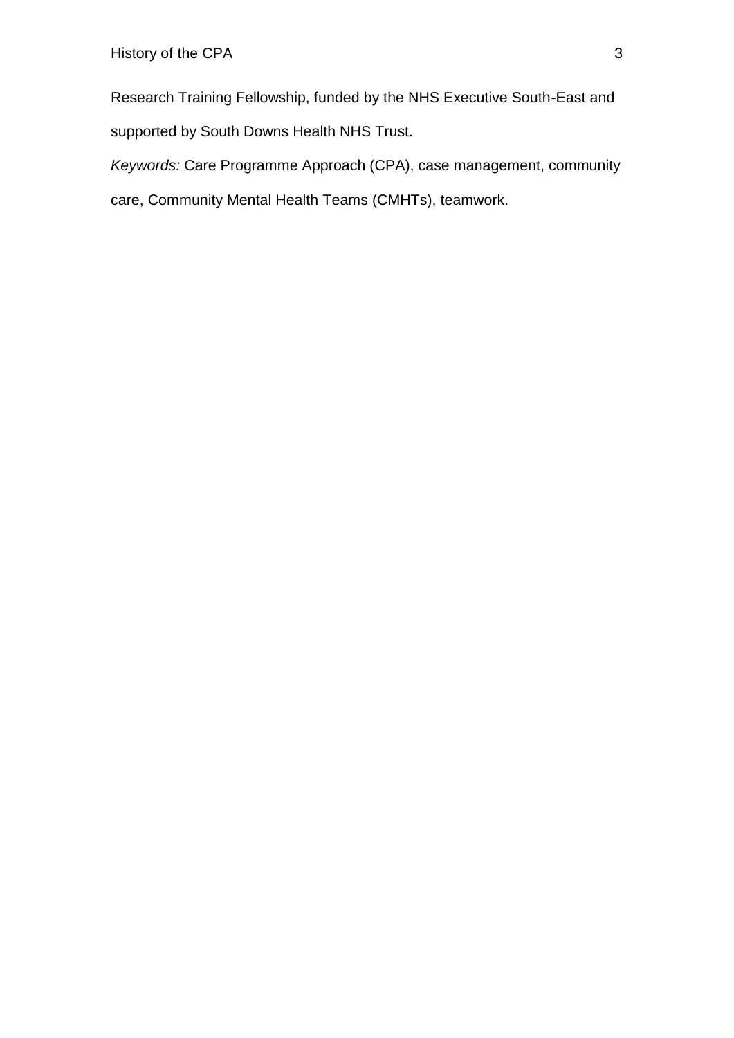Research Training Fellowship, funded by the NHS Executive South-East and supported by South Downs Health NHS Trust.

*Keywords:* Care Programme Approach (CPA), case management, community care, Community Mental Health Teams (CMHTs), teamwork.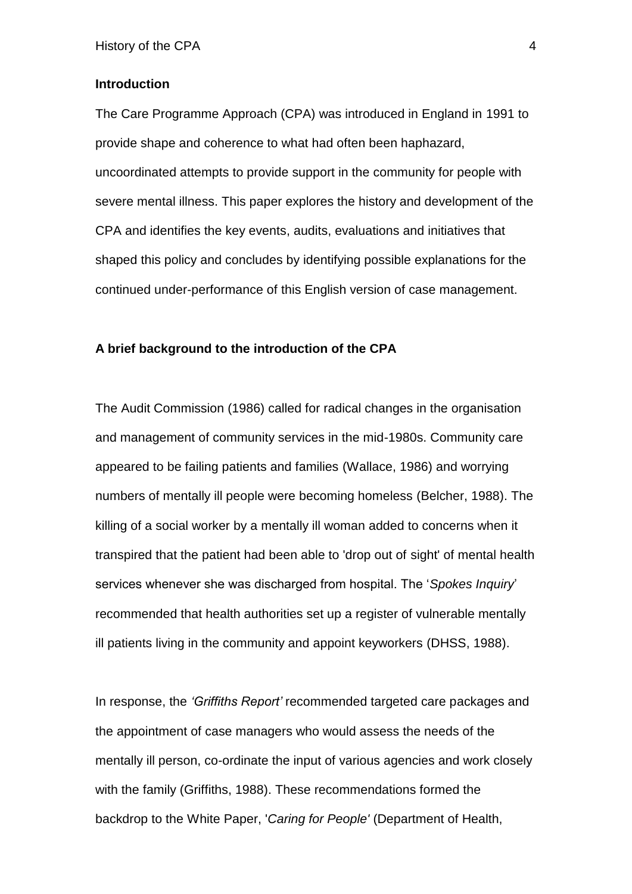## Introduction

The Care Programme Approach (CPA) was introduced in England in 1991 to provide shape and coherence to what had often been haphazard, uncoordinated attempts to provide support in the community for people with severe mental illness. This paper explores the history and development of the CPA and identifies the key events, audits, evaluations and initiatives that shaped this policy and concludes by identifying possible explanations for the continued under-performance of this English version of case management.

## A brief background to the introduction of the CPA

The Audit Commission (1986) called for radical changes in the organisation and management of community services in the mid-1980s. Community care appeared to be failing patients and families (Wallace, 1986) and worrying numbers of mentally ill people were becoming homeless (Belcher, 1988). The killing of a social worker by a mentally ill woman added to concerns when it transpired that the patient had been able to 'drop out of sight' of mental health services whenever she was discharged from hospital. The '*Spokes Inquiry*' recommended that health authorities set up a register of vulnerable mentally ill patients living in the community and appoint keyworkers (DHSS, 1988).

In response, the *'Griffiths Report'* recommended targeted care packages and the appointment of case managers who would assess the needs of the mentally ill person, co-ordinate the input of various agencies and work closely with the family (Griffiths, 1988). These recommendations formed the backdrop to the White Paper, '*Caring for People'* (Department of Health,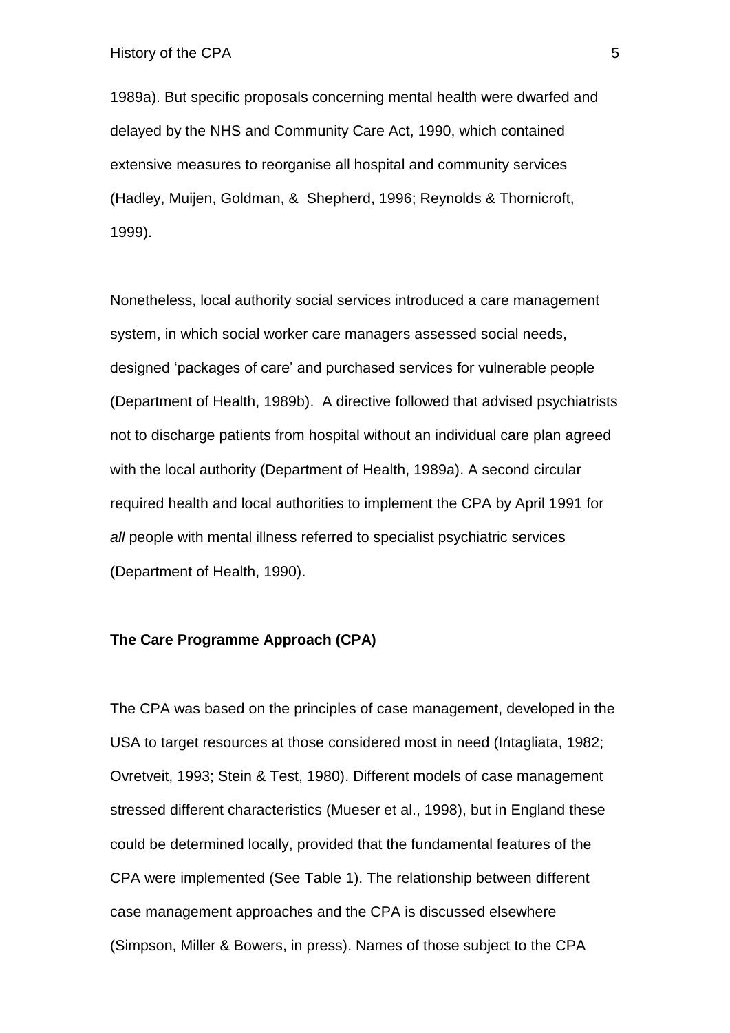1989a). But specific proposals concerning mental health were dwarfed and delayed by the NHS and Community Care Act, 1990, which contained extensive measures to reorganise all hospital and community services (Hadley, Muijen, Goldman, & Shepherd, 1996; Reynolds & Thornicroft, 1999).

Nonetheless, local authority social services introduced a care management system, in which social worker care managers assessed social needs, designed 'packages of care' and purchased services for vulnerable people (Department of Health, 1989b). A directive followed that advised psychiatrists not to discharge patients from hospital without an individual care plan agreed with the local authority (Department of Health, 1989a). A second circular required health and local authorities to implement the CPA by April 1991 for *all* people with mental illness referred to specialist psychiatric services (Department of Health, 1990).

**The Care Programme Approach (CPA)**

The CPA was based on the principles of case management, developed in the USA to target resources at those considered most in need (Intagliata, 1982; Ovretveit, 1993; Stein & Test, 1980). Different models of case management stressed different characteristics (Mueser et al., 1998), but in England these could be determined locally, provided that the fundamental features of the CPA were implemented (See Table 1). The relationship between different case management approaches and the CPA is discussed elsewhere (Simpson, Miller & Bowers, in press). Names of those subject to the CPA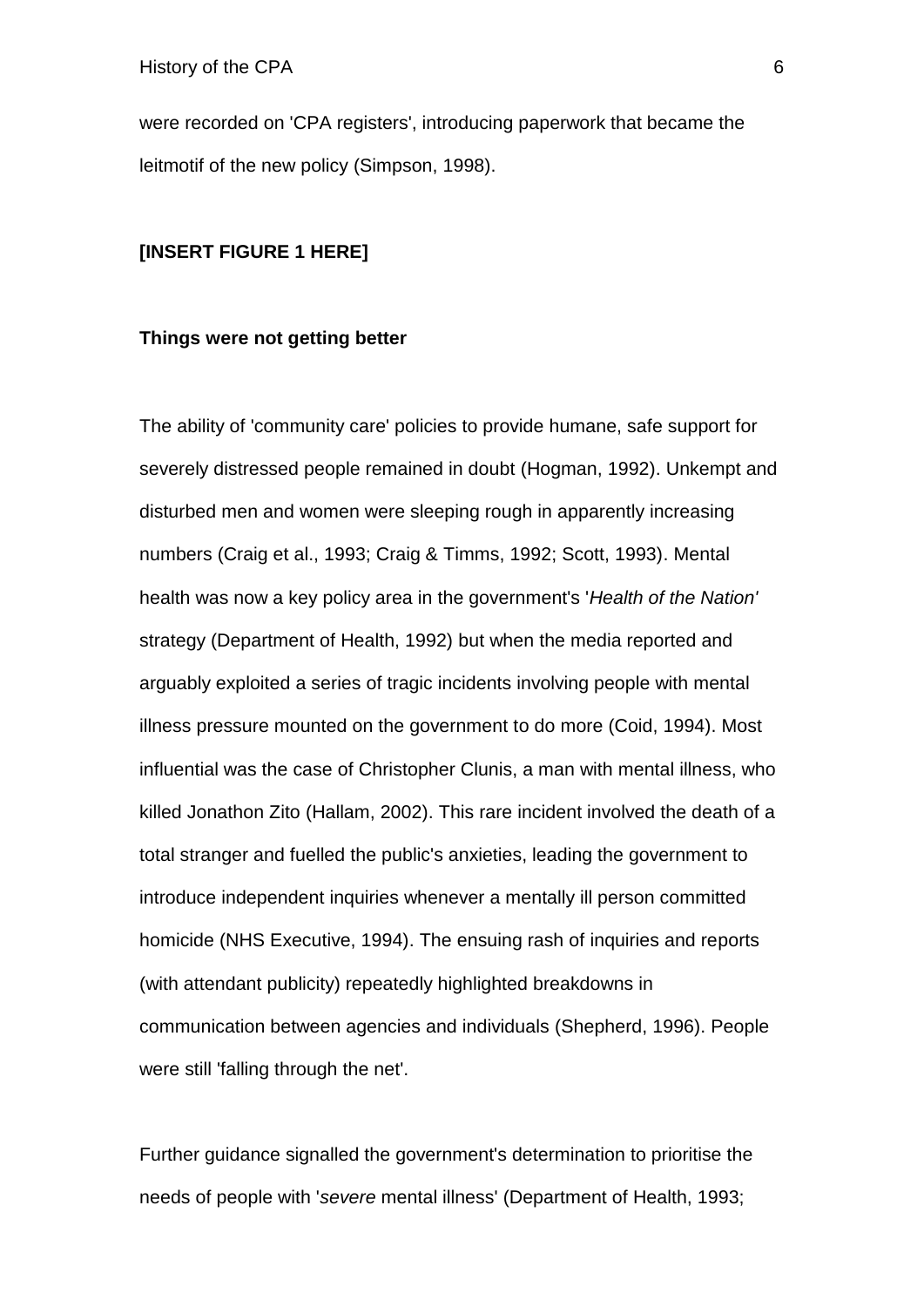were recorded on 'CPA registers', introducing paperwork that became the leitmotif of the new policy (Simpson, 1998).

**[INSERT FIGURE 1 HERE]**

**Things were not getting better**

The ability of 'community care' policies to provide humane, safe support for severely distressed people remained in doubt (Hogman, 1992). Unkempt and disturbed men and women were sleeping rough in apparently increasing numbers (Craig et al., 1993; Craig & Timms, 1992; Scott, 1993). Mental health was now a key policy area in the government's '*Health of the Nation'* strategy (Department of Health, 1992) but when the media reported and arguably exploited a series of tragic incidents involving people with mental illness pressure mounted on the government to do more (Coid, 1994). Most influential was the case of Christopher Clunis, a man with mental illness, who killed Jonathon Zito (Hallam, 2002). This rare incident involved the death of a total stranger and fuelled the public's anxieties, leading the government to introduce independent inquiries whenever a mentally ill person committed homicide (NHS Executive, 1994). The ensuing rash of inquiries and reports (with attendant publicity) repeatedly highlighted breakdowns in communication between agencies and individuals (Shepherd, 1996). People were still 'falling through the net'.

Further guidance signalled the government's determination to prioritise the needs of people with '*severe* mental illness' (Department of Health, 1993;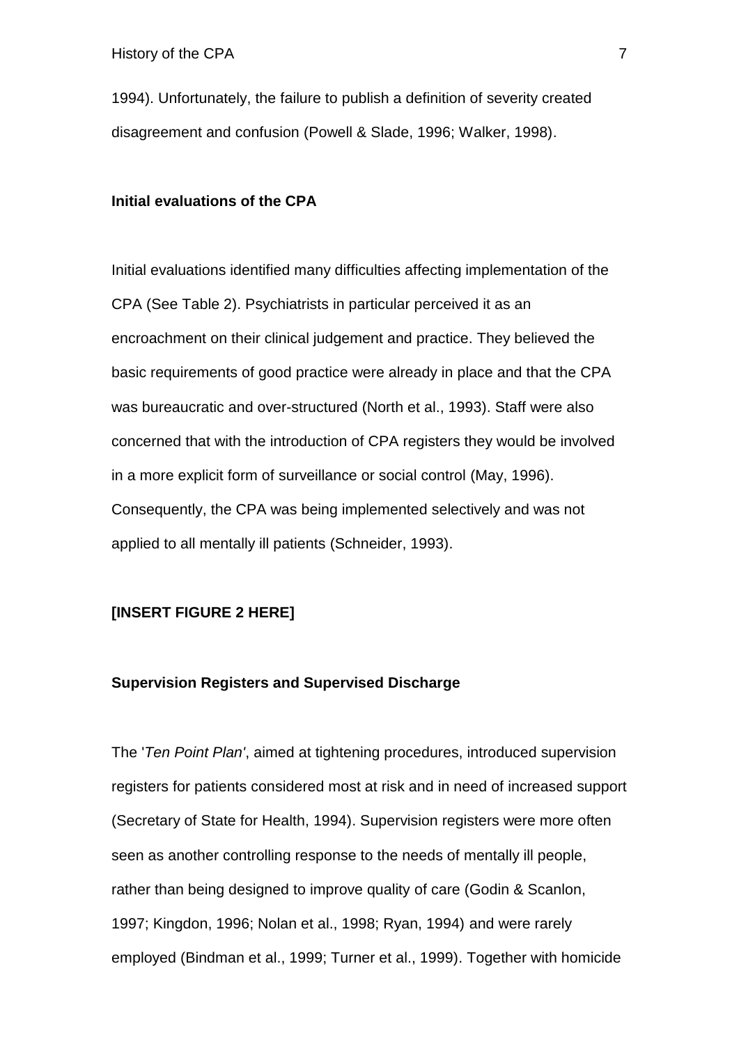1994). Unfortunately, the failure to publish a definition of severity created disagreement and confusion (Powell & Slade, 1996; Walker, 1998).

### Initial evaluations of the CPA

Initial evaluations identified many difficulties affecting implementation of the CPA (See Table 2). Psychiatrists in particular perceived it as an encroachment on their clinical judgement and practice. They believed the basic requirements of good practice were already in place and that the CPA was bureaucratic and over-structured (North et al., 1993). Staff were also concerned that with the introduction of CPA registers they would be involved in a more explicit form of surveillance or social control (May, 1996). Consequently, the CPA was being implemented selectively and was not applied to all mentally ill patients (Schneider, 1993).

**[INSERT FIGURE 2 HERE]**

### Supervision Registers and Supervised Discharge

The '*Ten Point Plan'*, aimed at tightening procedures, introduced supervision registers for patients considered most at risk and in need of increased support (Secretary of State for Health, 1994). Supervision registers were more often seen as another controlling response to the needs of mentally ill people, rather than being designed to improve quality of care (Godin & Scanlon, 1997; Kingdon, 1996; Nolan et al., 1998; Ryan, 1994) and were rarely employed (Bindman et al., 1999; Turner et al., 1999). Together with homicide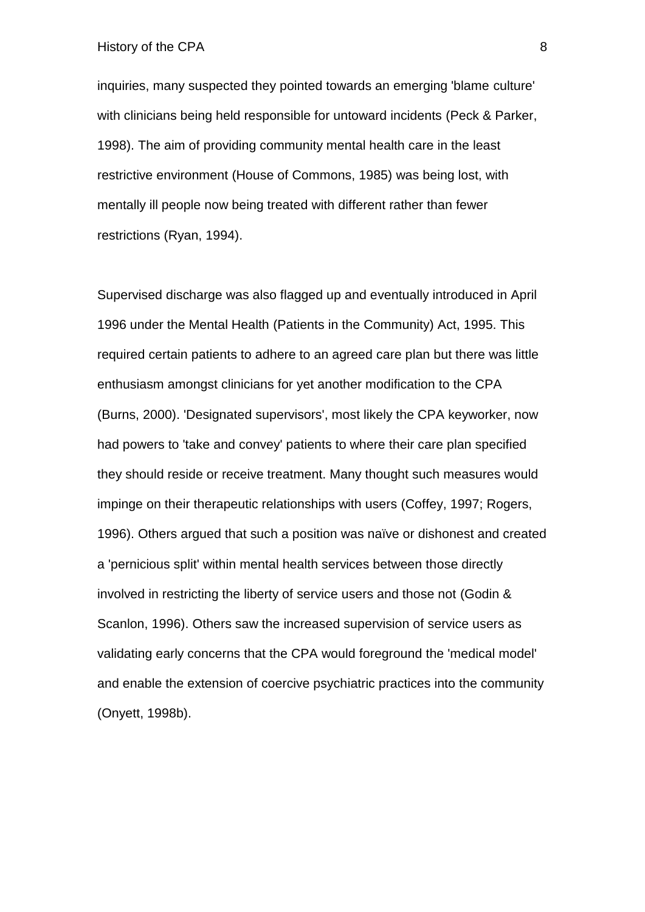inquiries, many suspected they pointed towards an emerging 'blame culture' with clinicians being held responsible for untoward incidents (Peck & Parker, 1998). The aim of providing community mental health care in the least restrictive environment (House of Commons, 1985) was being lost, with mentally ill people now being treated with different rather than fewer restrictions (Ryan, 1994).

Supervised discharge was also flagged up and eventually introduced in April 1996 under the Mental Health (Patients in the Community) Act, 1995. This required certain patients to adhere to an agreed care plan but there was little enthusiasm amongst clinicians for yet another modification to the CPA (Burns, 2000). 'Designated supervisors', most likely the CPA keyworker, now had powers to 'take and convey' patients to where their care plan specified they should reside or receive treatment. Many thought such measures would impinge on their therapeutic relationships with users (Coffey, 1997; Rogers, 1996). Others argued that such a position was naïve or dishonest and created a 'pernicious split' within mental health services between those directly involved in restricting the liberty of service users and those not (Godin & Scanlon, 1996). Others saw the increased supervision of service users as validating early concerns that the CPA would foreground the 'medical model' and enable the extension of coercive psychiatric practices into the community (Onyett, 1998b).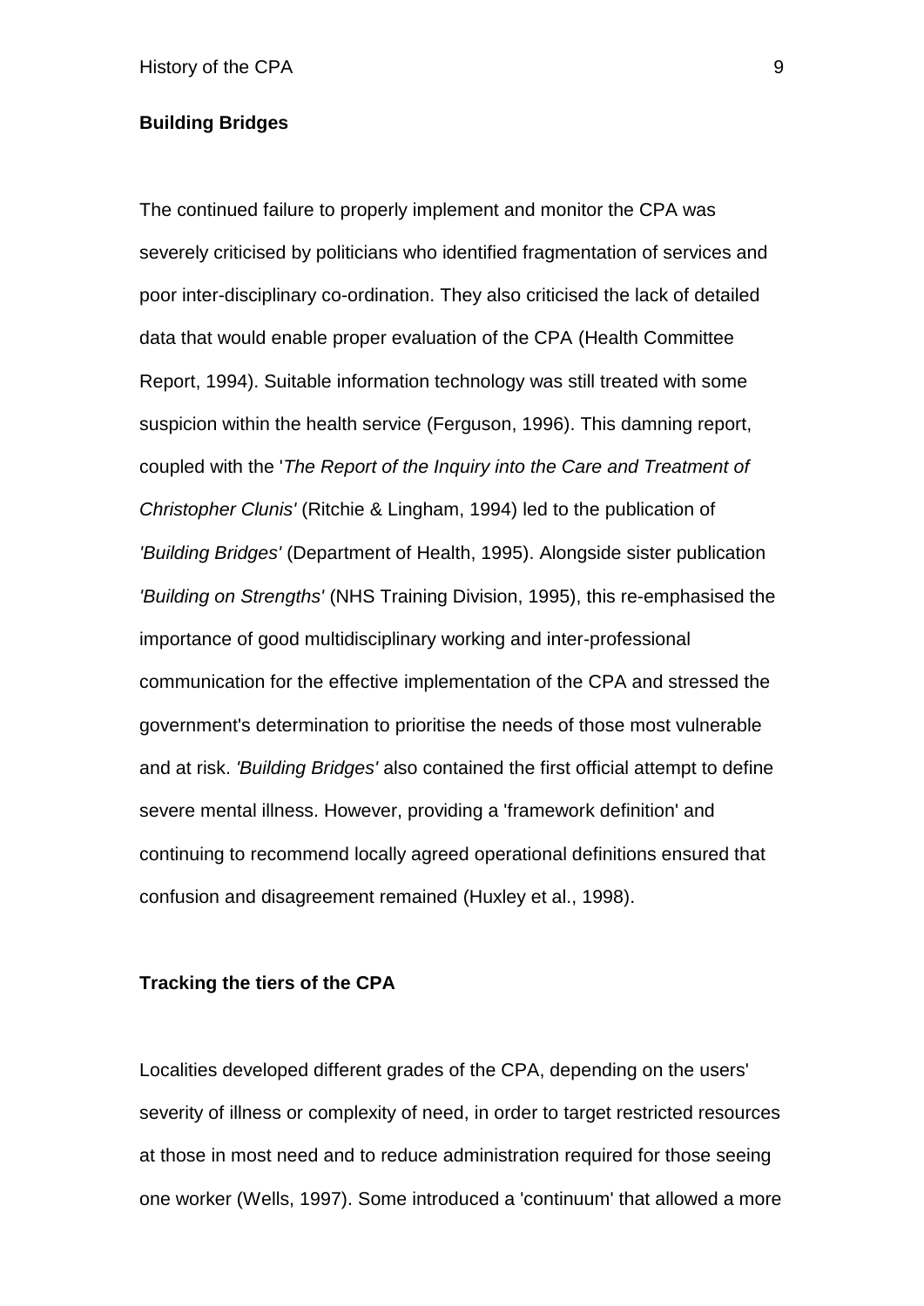**Building Bridges**

The continued failure to properly implement and monitor the CPA was severely criticised by politicians who identified fragmentation of services and poor inter-disciplinary co-ordination. They also criticised the lack of detailed data that would enable proper evaluation of the CPA (Health Committee Report, 1994). Suitable information technology was still treated with some suspicion within the health service (Ferguson, 1996). This damning report, coupled with the '*The Report of the Inquiry into the Care and Treatment of Christopher Clunis'* (Ritchie & Lingham, 1994) led to the publication of *'Building Bridges'* (Department of Health, 1995). Alongside sister publication *'Building on Strengths'* (NHS Training Division, 1995), this re-emphasised the importance of good multidisciplinary working and inter-professional communication for the effective implementation of the CPA and stressed the government's determination to prioritise the needs of those most vulnerable and at risk. *'Building Bridges'* also contained the first official attempt to define severe mental illness. However, providing a 'framework definition' and continuing to recommend locally agreed operational definitions ensured that confusion and disagreement remained (Huxley et al., 1998).

**Tracking the tiers of the CPA**

Localities developed different grades of the CPA, depending on the users' severity of illness or complexity of need, in order to target restricted resources at those in most need and to reduce administration required for those seeing one worker (Wells, 1997). Some introduced a 'continuum' that allowed a more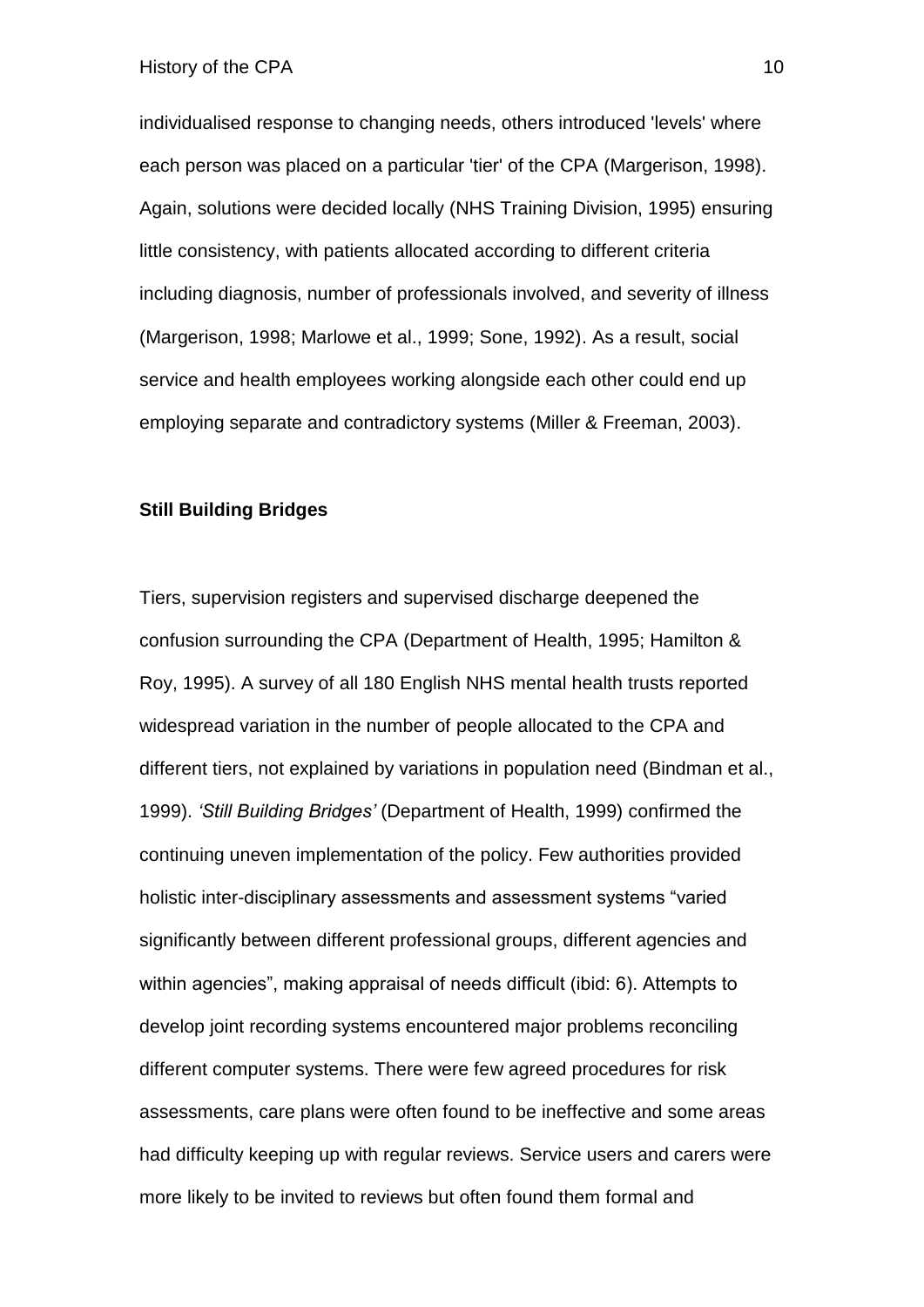individualised response to changing needs, others introduced 'levels' where each person was placed on a particular 'tier' of the CPA (Margerison, 1998). Again, solutions were decided locally (NHS Training Division, 1995) ensuring little consistency, with patients allocated according to different criteria including diagnosis, number of professionals involved, and severity of illness (Margerison, 1998; Marlowe et al., 1999; Sone, 1992). As a result, social service and health employees working alongside each other could end up employing separate and contradictory systems (Miller & Freeman, 2003).

**Still Building Bridges**

Tiers, supervision registers and supervised discharge deepened the confusion surrounding the CPA (Department of Health, 1995; Hamilton & Roy, 1995). A survey of all 180 English NHS mental health trusts reported widespread variation in the number of people allocated to the CPA and different tiers, not explained by variations in population need (Bindman et al., 1999). *'Still Building Bridges'* (Department of Health, 1999) confirmed the continuing uneven implementation of the policy. Few authorities provided holistic inter-disciplinary assessments and assessment systems "varied significantly between different professional groups, different agencies and within agencies", making appraisal of needs difficult (ibid: 6). Attempts to develop joint recording systems encountered major problems reconciling different computer systems. There were few agreed procedures for risk assessments, care plans were often found to be ineffective and some areas had difficulty keeping up with regular reviews. Service users and carers were more likely to be invited to reviews but often found them formal and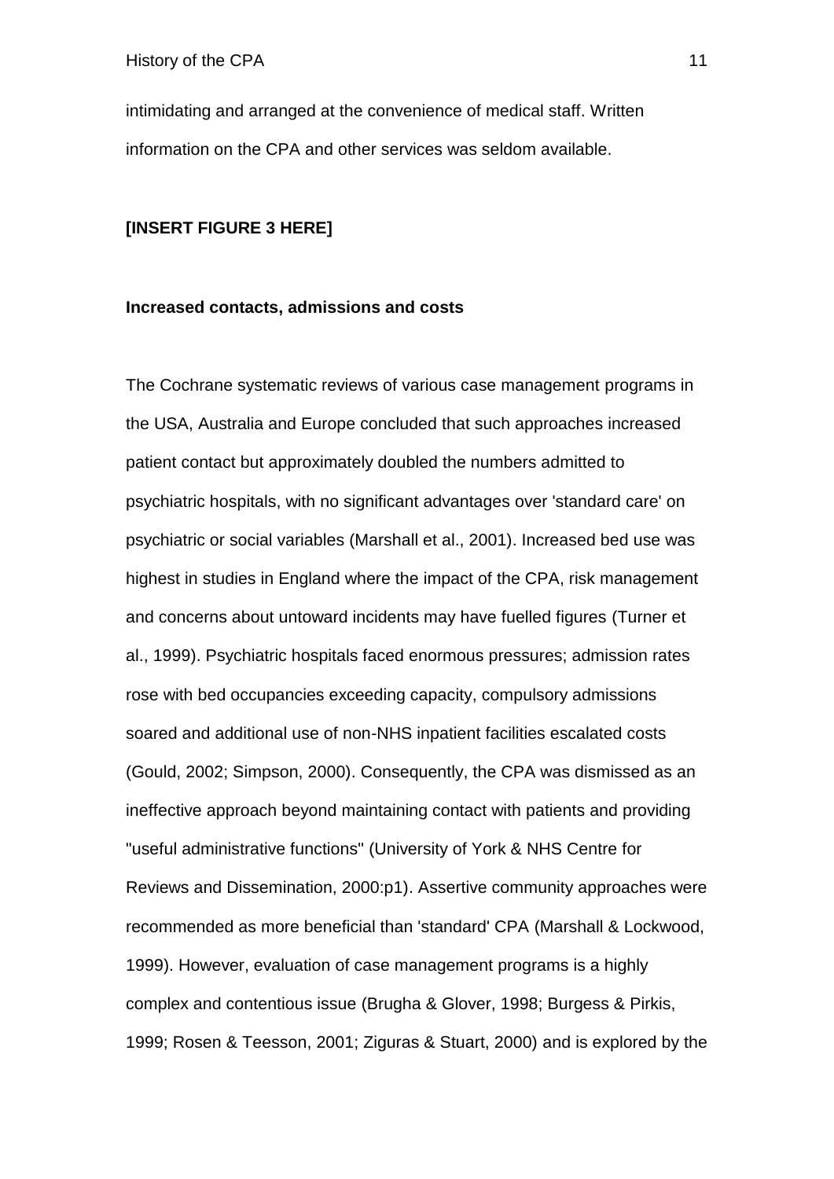intimidating and arranged at the convenience of medical staff. Written information on the CPA and other services was seldom available.

**[INSERT FIGURE 3 HERE]**

**Increased contacts, admissions and costs**

The Cochrane systematic reviews of various case management programs in the USA, Australia and Europe concluded that such approaches increased patient contact but approximately doubled the numbers admitted to psychiatric hospitals, with no significant advantages over 'standard care' on psychiatric or social variables (Marshall et al., 2001). Increased bed use was highest in studies in England where the impact of the CPA, risk management and concerns about untoward incidents may have fuelled figures (Turner et al., 1999). Psychiatric hospitals faced enormous pressures; admission rates rose with bed occupancies exceeding capacity, compulsory admissions soared and additional use of non-NHS inpatient facilities escalated costs (Gould, 2002; Simpson, 2000). Consequently, the CPA was dismissed as an ineffective approach beyond maintaining contact with patients and providing "useful administrative functions" (University of York & NHS Centre for Reviews and Dissemination, 2000:p1). Assertive community approaches were recommended as more beneficial than 'standard' CPA (Marshall & Lockwood, 1999). However, evaluation of case management programs is a highly complex and contentious issue (Brugha & Glover, 1998; Burgess & Pirkis, 1999; Rosen & Teesson, 2001; Ziguras & Stuart, 2000) and is explored by the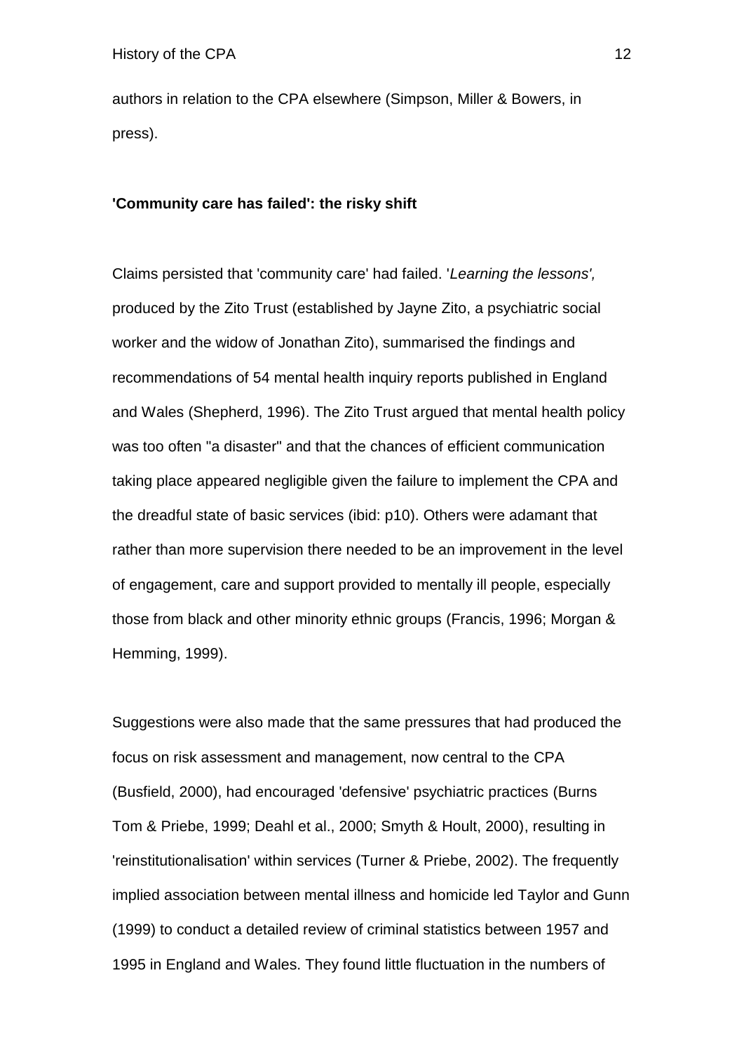authors in relation to the CPA elsewhere (Simpson, Miller & Bowers, in press).

**'Community care has failed': the risky shift**

Claims persisted that 'community care' had failed. '*Learning the lessons',* produced by the Zito Trust (established by Jayne Zito, a psychiatric social worker and the widow of Jonathan Zito), summarised the findings and recommendations of 54 mental health inquiry reports published in England and Wales (Shepherd, 1996). The Zito Trust argued that mental health policy was too often "a disaster" and that the chances of efficient communication taking place appeared negligible given the failure to implement the CPA and the dreadful state of basic services (ibid: p10). Others were adamant that rather than more supervision there needed to be an improvement in the level of engagement, care and support provided to mentally ill people, especially those from black and other minority ethnic groups (Francis, 1996; Morgan & Hemming, 1999).

Suggestions were also made that the same pressures that had produced the focus on risk assessment and management, now central to the CPA (Busfield, 2000), had encouraged 'defensive' psychiatric practices (Burns Tom & Priebe, 1999; Deahl et al., 2000; Smyth & Hoult, 2000), resulting in 'reinstitutionalisation' within services (Turner & Priebe, 2002). The frequently implied association between mental illness and homicide led Taylor and Gunn (1999) to conduct a detailed review of criminal statistics between 1957 and 1995 in England and Wales. They found little fluctuation in the numbers of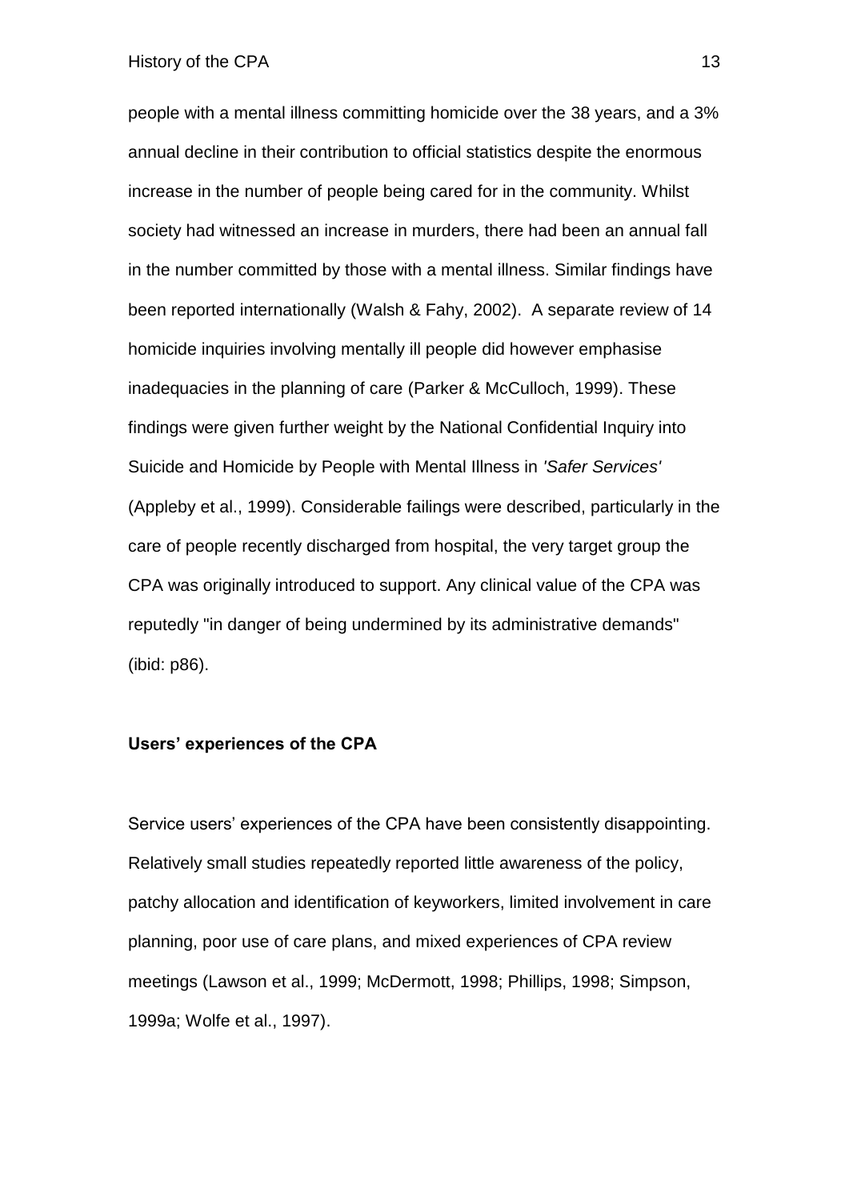people with a mental illness committing homicide over the 38 years, and a 3% annual decline in their contribution to official statistics despite the enormous increase in the number of people being cared for in the community. Whilst society had witnessed an increase in murders, there had been an annual fall in the number committed by those with a mental illness. Similar findings have been reported internationally (Walsh & Fahy, 2002). A separate review of 14 homicide inquiries involving mentally ill people did however emphasise inadequacies in the planning of care (Parker & McCulloch, 1999). These findings were given further weight by the National Confidential Inquiry into Suicide and Homicide by People with Mental Illness in *'Safer Services'* (Appleby et al., 1999). Considerable failings were described, particularly in the care of people recently discharged from hospital, the very target group the CPA was originally introduced to support. Any clinical value of the CPA was reputedly "in danger of being undermined by its administrative demands" (ibid: p86).

**Users' experiences of the CPA**

Service users' experiences of the CPA have been consistently disappointing. Relatively small studies repeatedly reported little awareness of the policy, patchy allocation and identification of keyworkers, limited involvement in care planning, poor use of care plans, and mixed experiences of CPA review meetings (Lawson et al., 1999; McDermott, 1998; Phillips, 1998; Simpson, 1999a; Wolfe et al., 1997).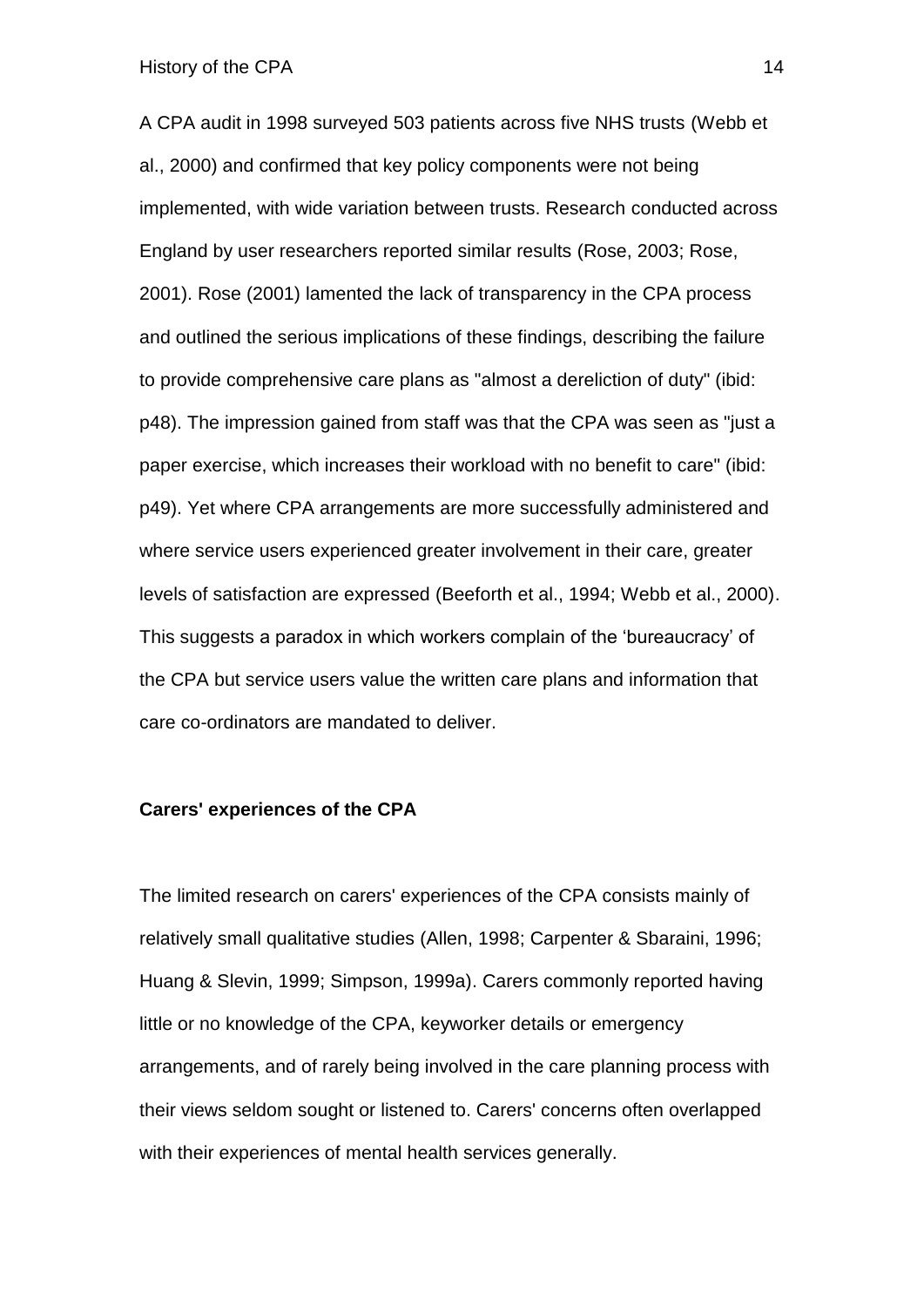A CPA audit in 1998 surveyed 503 patients across five NHS trusts (Webb et al., 2000) and confirmed that key policy components were not being implemented, with wide variation between trusts. Research conducted across England by user researchers reported similar results (Rose, 2003; Rose, 2001). Rose (2001) lamented the lack of transparency in the CPA process and outlined the serious implications of these findings, describing the failure to provide comprehensive care plans as "almost a dereliction of duty" (ibid: p48). The impression gained from staff was that the CPA was seen as "just a paper exercise, which increases their workload with no benefit to care" (ibid: p49). Yet where CPA arrangements are more successfully administered and where service users experienced greater involvement in their care, greater levels of satisfaction are expressed (Beeforth et al., 1994; Webb et al., 2000). This suggests a paradox in which workers complain of the 'bureaucracy' of the CPA but service users value the written care plans and information that care co-ordinators are mandated to deliver.

**Carers' experiences of the CPA**

The limited research on carers' experiences of the CPA consists mainly of relatively small qualitative studies (Allen, 1998; Carpenter & Sbaraini, 1996; Huang & Slevin, 1999; Simpson, 1999a). Carers commonly reported having little or no knowledge of the CPA, keyworker details or emergency arrangements, and of rarely being involved in the care planning process with their views seldom sought or listened to. Carers' concerns often overlapped with their experiences of mental health services generally.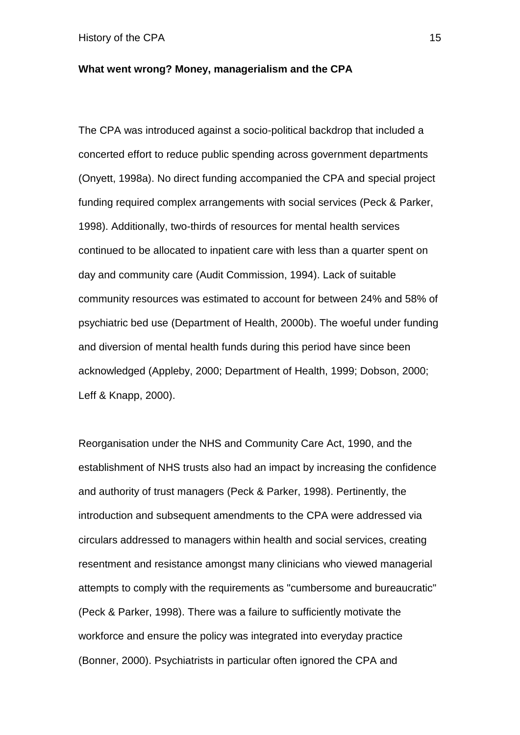**What went wrong? Money, managerialism and the CPA**

The CPA was introduced against a socio-political backdrop that included a concerted effort to reduce public spending across government departments (Onyett, 1998a). No direct funding accompanied the CPA and special project funding required complex arrangements with social services (Peck & Parker, 1998). Additionally, two-thirds of resources for mental health services continued to be allocated to inpatient care with less than a quarter spent on day and community care (Audit Commission, 1994). Lack of suitable community resources was estimated to account for between 24% and 58% of psychiatric bed use (Department of Health, 2000b). The woeful under funding and diversion of mental health funds during this period have since been acknowledged (Appleby, 2000; Department of Health, 1999; Dobson, 2000; Leff & Knapp, 2000).

Reorganisation under the NHS and Community Care Act, 1990, and the establishment of NHS trusts also had an impact by increasing the confidence and authority of trust managers (Peck & Parker, 1998). Pertinently, the introduction and subsequent amendments to the CPA were addressed via circulars addressed to managers within health and social services, creating resentment and resistance amongst many clinicians who viewed managerial attempts to comply with the requirements as "cumbersome and bureaucratic" (Peck & Parker, 1998). There was a failure to sufficiently motivate the workforce and ensure the policy was integrated into everyday practice (Bonner, 2000). Psychiatrists in particular often ignored the CPA and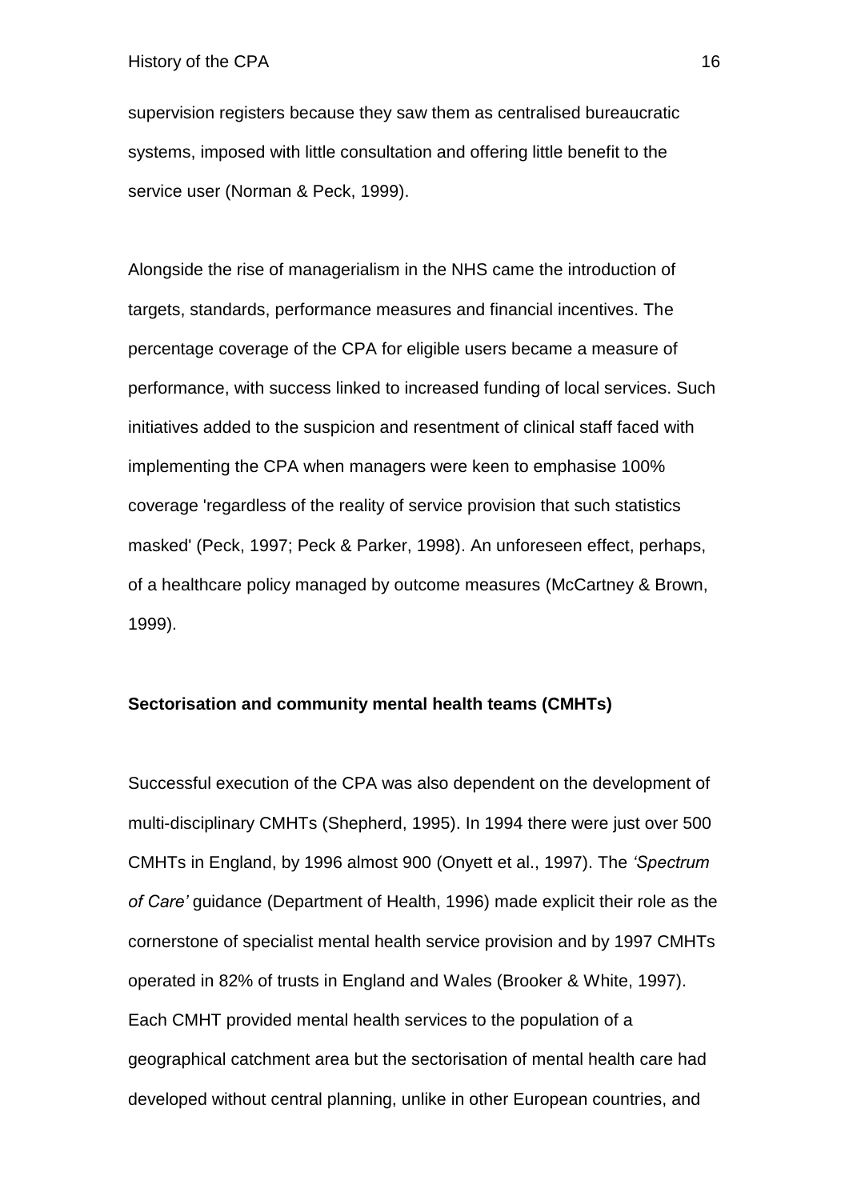supervision registers because they saw them as centralised bureaucratic systems, imposed with little consultation and offering little benefit to the service user (Norman & Peck, 1999).

Alongside the rise of managerialism in the NHS came the introduction of targets, standards, performance measures and financial incentives. The percentage coverage of the CPA for eligible users became a measure of performance, with success linked to increased funding of local services. Such initiatives added to the suspicion and resentment of clinical staff faced with implementing the CPA when managers were keen to emphasise 100% coverage 'regardless of the reality of service provision that such statistics masked' (Peck, 1997; Peck & Parker, 1998). An unforeseen effect, perhaps, of a healthcare policy managed by outcome measures (McCartney & Brown, 1999).

**Sectorisation and community mental health teams (CMHTs)**

Successful execution of the CPA was also dependent on the development of multi-disciplinary CMHTs (Shepherd, 1995). In 1994 there were just over 500 CMHTs in England, by 1996 almost 900 (Onyett et al., 1997). The *'Spectrum of Care'* guidance (Department of Health, 1996) made explicit their role as the cornerstone of specialist mental health service provision and by 1997 CMHTs operated in 82% of trusts in England and Wales (Brooker & White, 1997). Each CMHT provided mental health services to the population of a geographical catchment area but the sectorisation of mental health care had developed without central planning, unlike in other European countries, and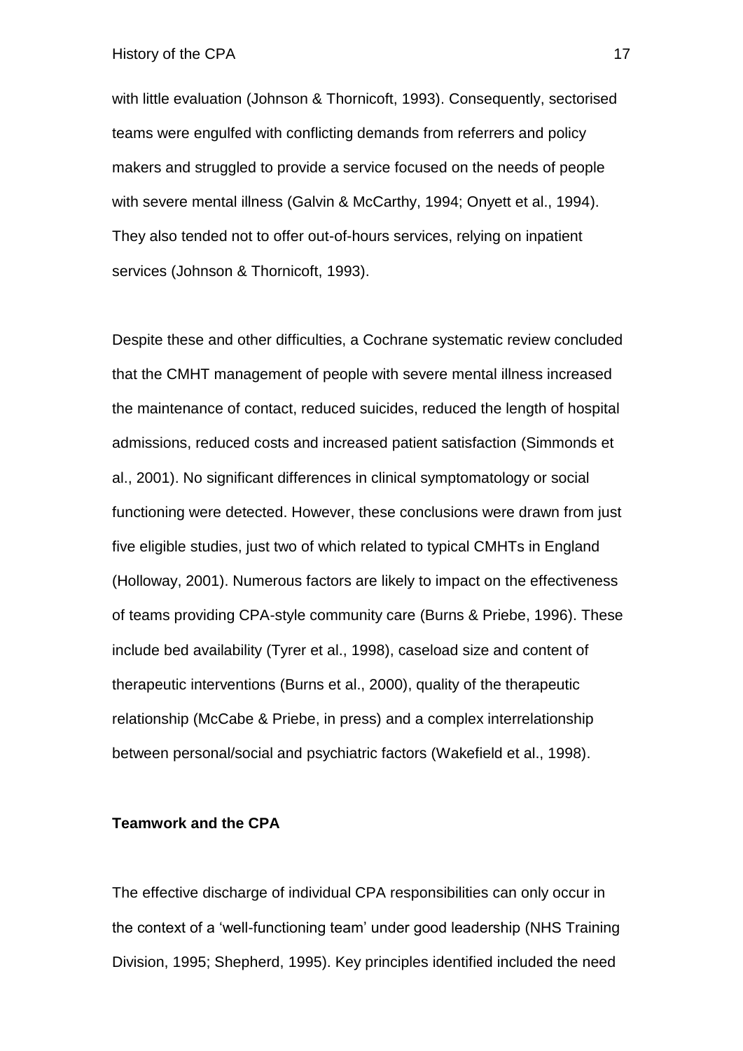with little evaluation (Johnson & Thornicoft, 1993). Consequently, sectorised teams were engulfed with conflicting demands from referrers and policy makers and struggled to provide a service focused on the needs of people with severe mental illness (Galvin & McCarthy, 1994; Onyett et al., 1994). They also tended not to offer out-of-hours services, relying on inpatient services (Johnson & Thornicoft, 1993).

Despite these and other difficulties, a Cochrane systematic review concluded that the CMHT management of people with severe mental illness increased the maintenance of contact, reduced suicides, reduced the length of hospital admissions, reduced costs and increased patient satisfaction (Simmonds et al., 2001). No significant differences in clinical symptomatology or social functioning were detected. However, these conclusions were drawn from just five eligible studies, just two of which related to typical CMHTs in England (Holloway, 2001). Numerous factors are likely to impact on the effectiveness of teams providing CPA-style community care (Burns & Priebe, 1996). These include bed availability (Tyrer et al., 1998), caseload size and content of therapeutic interventions (Burns et al., 2000), quality of the therapeutic relationship (McCabe & Priebe, in press) and a complex interrelationship between personal/social and psychiatric factors (Wakefield et al., 1998).

**Teamwork and the CPA**

The effective discharge of individual CPA responsibilities can only occur in the context of a 'well-functioning team' under good leadership (NHS Training Division, 1995; Shepherd, 1995). Key principles identified included the need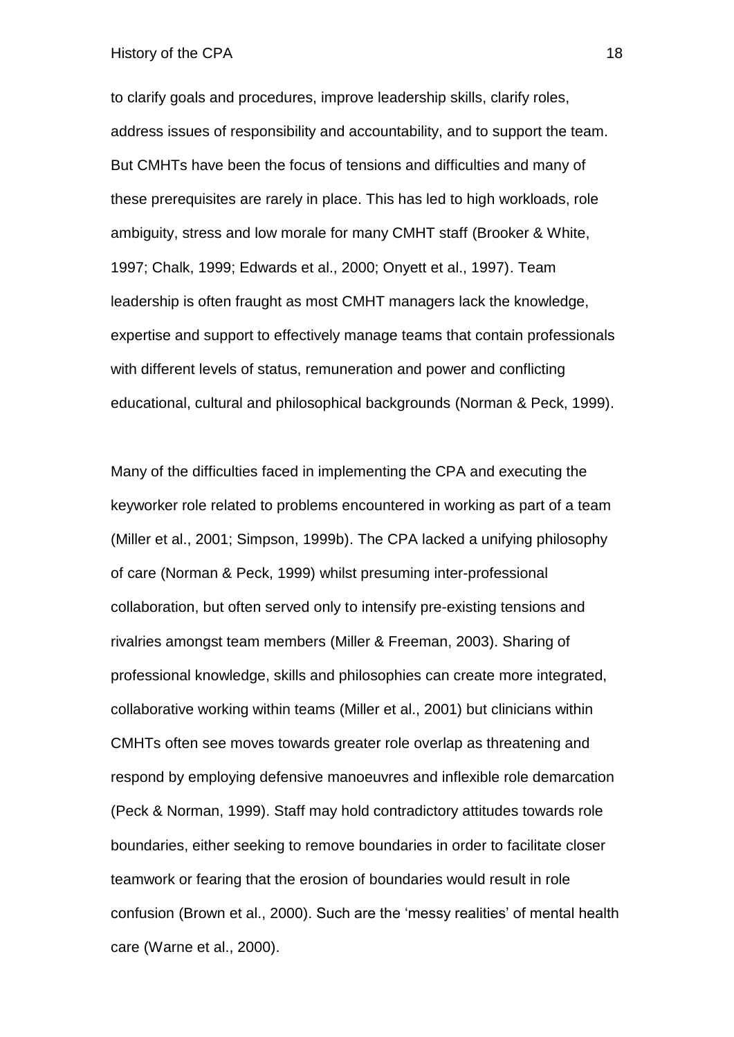to clarify goals and procedures, improve leadership skills, clarify roles, address issues of responsibility and accountability, and to support the team. But CMHTs have been the focus of tensions and difficulties and many of these prerequisites are rarely in place. This has led to high workloads, role ambiguity, stress and low morale for many CMHT staff (Brooker & White, 1997; Chalk, 1999; Edwards et al., 2000; Onyett et al., 1997). Team leadership is often fraught as most CMHT managers lack the knowledge, expertise and support to effectively manage teams that contain professionals with different levels of status, remuneration and power and conflicting educational, cultural and philosophical backgrounds (Norman & Peck, 1999).

Many of the difficulties faced in implementing the CPA and executing the keyworker role related to problems encountered in working as part of a team (Miller et al., 2001; Simpson, 1999b). The CPA lacked a unifying philosophy of care (Norman & Peck, 1999) whilst presuming inter-professional collaboration, but often served only to intensify pre-existing tensions and rivalries amongst team members (Miller & Freeman, 2003). Sharing of professional knowledge, skills and philosophies can create more integrated, collaborative working within teams (Miller et al., 2001) but clinicians within CMHTs often see moves towards greater role overlap as threatening and respond by employing defensive manoeuvres and inflexible role demarcation (Peck & Norman, 1999). Staff may hold contradictory attitudes towards role boundaries, either seeking to remove boundaries in order to facilitate closer teamwork or fearing that the erosion of boundaries would result in role confusion (Brown et al., 2000). Such are the 'messy realities' of mental health care (Warne et al., 2000).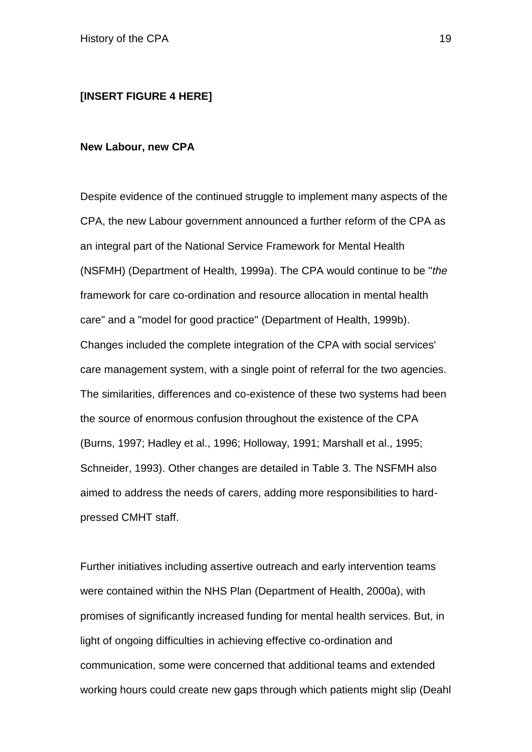**[INSERT FIGURE 4 HERE]**

**New Labour, new CPA**

Despite evidence of the continued struggle to implement many aspects of the CPA, the new Labour government announced a further reform of the CPA as an integral part of the National Service Framework for Mental Health (NSFMH) (Department of Health, 1999a). The CPA would continue to be "*the* framework for care co-ordination and resource allocation in mental health care" and a "model for good practice" (Department of Health, 1999b). Changes included the complete integration of the CPA with social services' care management system, with a single point of referral for the two agencies. The similarities, differences and co-existence of these two systems had been the source of enormous confusion throughout the existence of the CPA (Burns, 1997; Hadley et al., 1996; Holloway, 1991; Marshall et al., 1995; Schneider, 1993). Other changes are detailed in Table 3. The NSFMH also aimed to address the needs of carers, adding more responsibilities to hard-pressed CMHT staff.

Further initiatives including assertive outreach and early intervention teams were contained within the NHS Plan (Department of Health, 2000a), with promises of significantly increased funding for mental health services. But, in light of ongoing difficulties in achieving effective co-ordination and communication, some were concerned that additional teams and extended working hours could create new gaps through which patients might slip (Deahl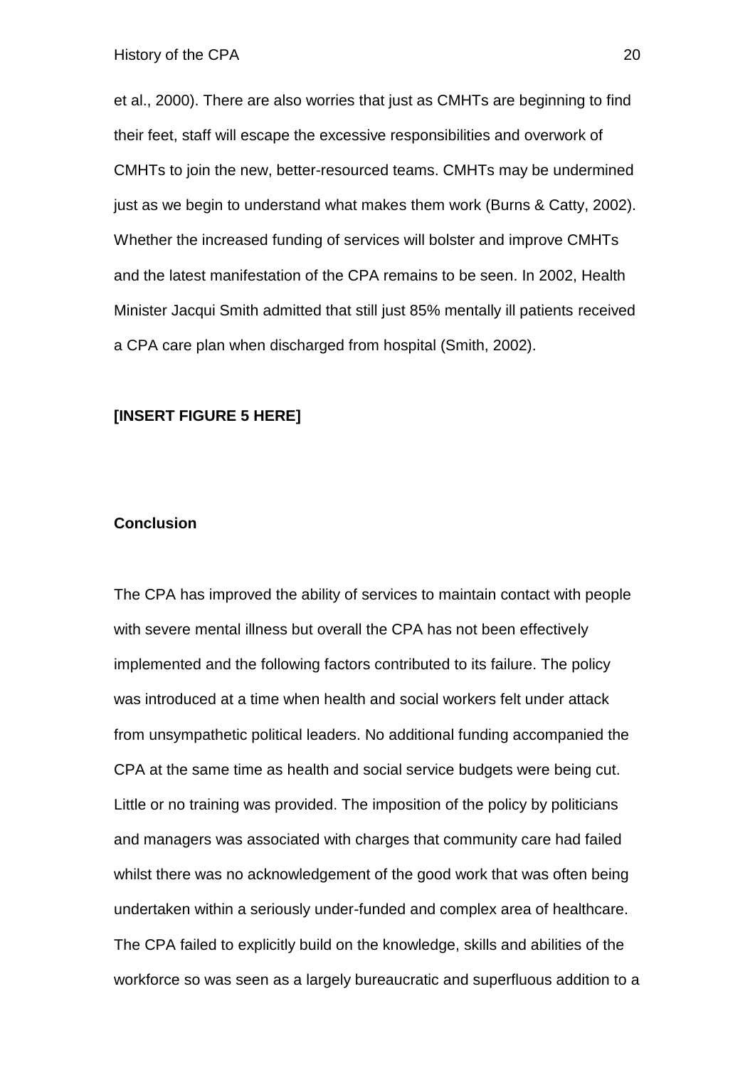et al., 2000). There are also worries that just as CMHTs are beginning to find their feet, staff will escape the excessive responsibilities and overwork of CMHTs to join the new, better-resourced teams. CMHTs may be undermined just as we begin to understand what makes them work (Burns & Catty, 2002). Whether the increased funding of services will bolster and improve CMHTs and the latest manifestation of the CPA remains to be seen. In 2002, Health Minister Jacqui Smith admitted that still just 85% mentally ill patients received a CPA care plan when discharged from hospital (Smith, 2002).

**[INSERT FIGURE 5 HERE]**

## Conclusion

The CPA has improved the ability of services to maintain contact with people with severe mental illness but overall the CPA has not been effectively implemented and the following factors contributed to its failure. The policy was introduced at a time when health and social workers felt under attack from unsympathetic political leaders. No additional funding accompanied the CPA at the same time as health and social service budgets were being cut. Little or no training was provided. The imposition of the policy by politicians and managers was associated with charges that community care had failed whilst there was no acknowledgement of the good work that was often being undertaken within a seriously under-funded and complex area of healthcare. The CPA failed to explicitly build on the knowledge, skills and abilities of the workforce so was seen as a largely bureaucratic and superfluous addition to a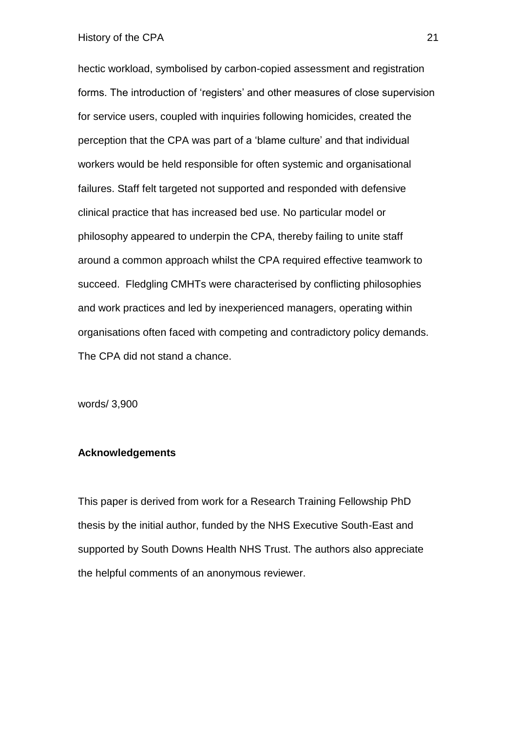hectic workload, symbolised by carbon-copied assessment and registration forms. The introduction of 'registers' and other measures of close supervision for service users, coupled with inquiries following homicides, created the perception that the CPA was part of a 'blame culture' and that individual workers would be held responsible for often systemic and organisational failures. Staff felt targeted not supported and responded with defensive clinical practice that has increased bed use. No particular model or philosophy appeared to underpin the CPA, thereby failing to unite staff around a common approach whilst the CPA required effective teamwork to succeed. Fledgling CMHTs were characterised by conflicting philosophies and work practices and led by inexperienced managers, operating within organisations often faced with competing and contradictory policy demands. The CPA did not stand a chance.

words/ 3,900

**Acknowledgements**

This paper is derived from work for a Research Training Fellowship PhD thesis by the initial author, funded by the NHS Executive South-East and supported by South Downs Health NHS Trust. The authors also appreciate the helpful comments of an anonymous reviewer.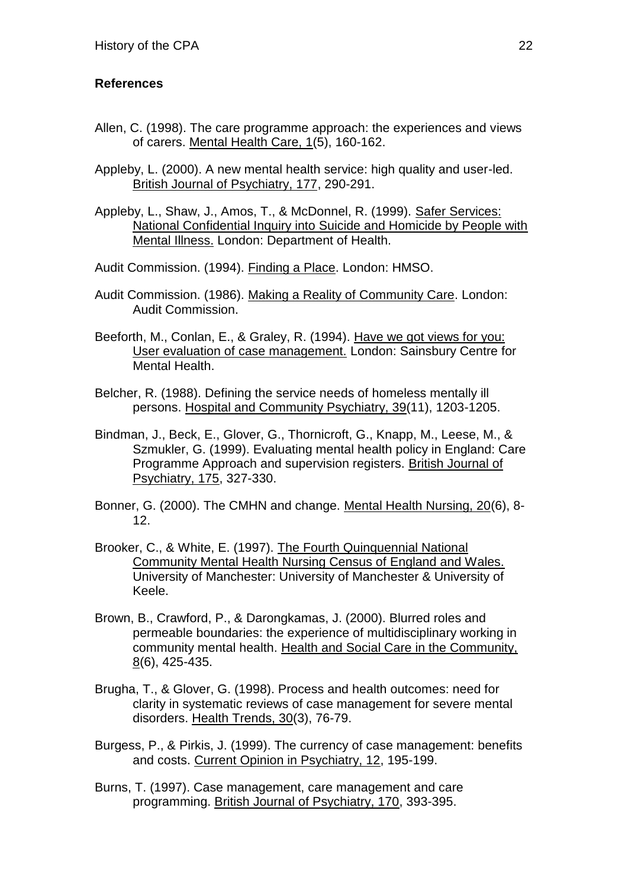## References

Allen, C. (1998). The care programme approach: the experiences and views of carers. Mental Health Care, 1(5), 160-162.

Appleby, L. (2000). A new mental health service: high quality and user-led. British Journal of Psychiatry, 177, 290-291.

Appleby, L., Shaw, J., Amos, T., & McDonnel, R. (1999). Safer Services: National Confidential Inquiry into Suicide and Homicide by People with Mental Illness. London: Department of Health.

Audit Commission. (1994). Finding a Place. London: HMSO.

Audit Commission. (1986). Making a Reality of Community Care. London: Audit Commission.

Beeforth, M., Conlan, E., & Graley, R. (1994). Have we got views for you: User evaluation of case management. London: Sainsbury Centre for Mental Health.

Belcher, R. (1988). Defining the service needs of homeless mentally ill persons. Hospital and Community Psychiatry, 39(11), 1203-1205.

Bindman, J., Beck, E., Glover, G., Thornicroft, G., Knapp, M., Leese, M., & Szmukler, G. (1999). Evaluating mental health policy in England: Care Programme Approach and supervision registers. British Journal of Psychiatry, 175, 327-330.

Bonner, G. (2000). The CMHN and change. Mental Health Nursing, 20(6), 8-12.

Brooker, C., & White, E. (1997). The Fourth Quinquennial National Community Mental Health Nursing Census of England and Wales. University of Manchester: University of Manchester & University of Keele.

Brown, B., Crawford, P., & Darongkamas, J. (2000). Blurred roles and permeable boundaries: the experience of multidisciplinary working in community mental health. Health and Social Care in the Community, 8(6), 425-435.

Brugha, T., & Glover, G. (1998). Process and health outcomes: need for clarity in systematic reviews of case management for severe mental disorders. Health Trends, 30(3), 76-79.

Burgess, P., & Pirkis, J. (1999). The currency of case management: benefits and costs. Current Opinion in Psychiatry, 12, 195-199.

Burns, T. (1997). Case management, care management and care programming. British Journal of Psychiatry, 170, 393-395.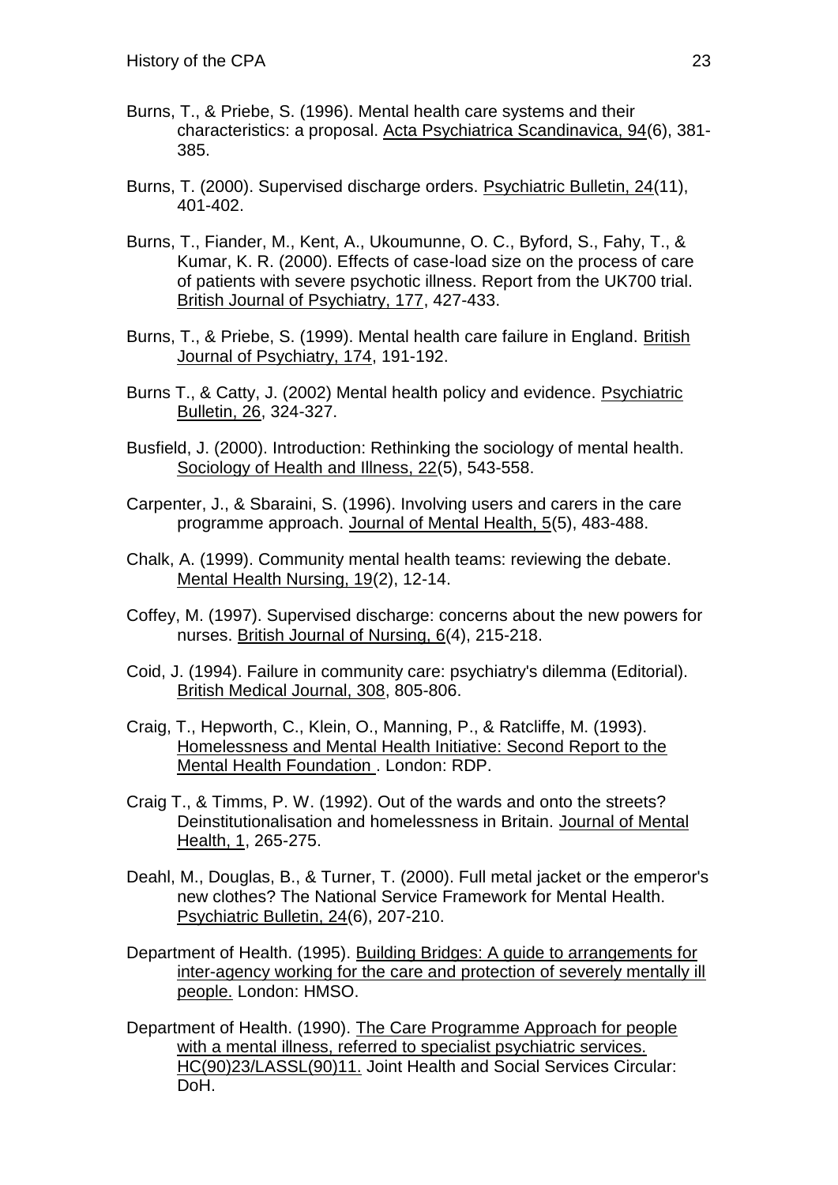Burns, T., & Priebe, S. (1996). Mental health care systems and their characteristics: a proposal. Acta Psychiatrica Scandinavica, 94(6), 381-385.

Burns, T. (2000). Supervised discharge orders. Psychiatric Bulletin, 24(11), 401-402.

Burns, T., Fiander, M., Kent, A., Ukoumunne, O. C., Byford, S., Fahy, T., & Kumar, K. R. (2000). Effects of case-load size on the process of care of patients with severe psychotic illness. Report from the UK700 trial. British Journal of Psychiatry, 177, 427-433.

Burns, T., & Priebe, S. (1999). Mental health care failure in England. British Journal of Psychiatry, 174, 191-192.

Burns T., & Catty, J. (2002) Mental health policy and evidence. Psychiatric Bulletin, 26, 324-327.

Busfield, J. (2000). Introduction: Rethinking the sociology of mental health. Sociology of Health and Illness, 22(5), 543-558.

Carpenter, J., & Sbaraini, S. (1996). Involving users and carers in the care programme approach. Journal of Mental Health, 5(5), 483-488.

Chalk, A. (1999). Community mental health teams: reviewing the debate. Mental Health Nursing, 19(2), 12-14.

Coffey, M. (1997). Supervised discharge: concerns about the new powers for nurses. British Journal of Nursing, 6(4), 215-218.

Coid, J. (1994). Failure in community care: psychiatry's dilemma (Editorial). British Medical Journal, 308, 805-806.

Craig, T., Hepworth, C., Klein, O., Manning, P., & Ratcliffe, M. (1993). Homelessness and Mental Health Initiative: Second Report to the Mental Health Foundation . London: RDP.

Craig T., & Timms, P. W. (1992). Out of the wards and onto the streets? Deinstitutionalisation and homelessness in Britain. Journal of Mental Health, 1, 265-275.

Deahl, M., Douglas, B., & Turner, T. (2000). Full metal jacket or the emperor's new clothes? The National Service Framework for Mental Health. Psychiatric Bulletin, 24(6), 207-210.

Department of Health. (1995). Building Bridges: A guide to arrangements for inter-agency working for the care and protection of severely mentally ill people. London: HMSO.

Department of Health. (1990). The Care Programme Approach for people with a mental illness, referred to specialist psychiatric services. HC(90)23/LASSL(90)11. Joint Health and Social Services Circular: DoH.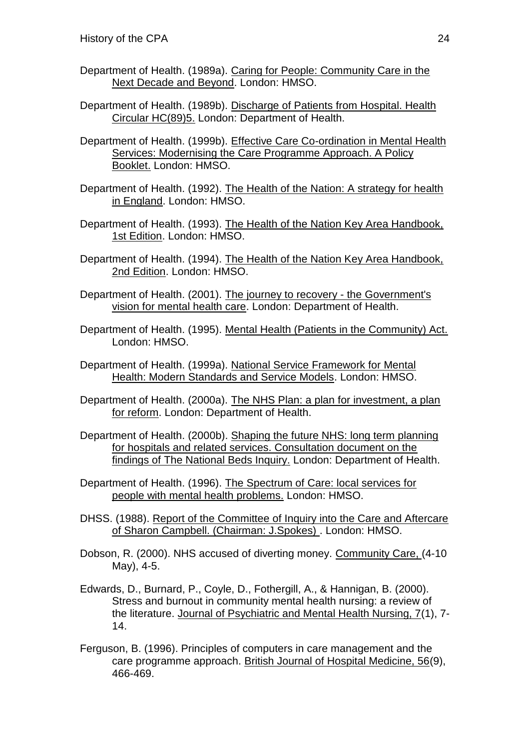Department of Health. (1989a). Caring for People: Community Care in the Next Decade and Beyond. London: HMSO.

Department of Health. (1989b). Discharge of Patients from Hospital. Health Circular HC(89)5. London: Department of Health.

Department of Health. (1999b). Effective Care Co-ordination in Mental Health Services: Modernising the Care Programme Approach. A Policy Booklet. London: HMSO.

Department of Health. (1992). The Health of the Nation: A strategy for health in England. London: HMSO.

Department of Health. (1993). The Health of the Nation Key Area Handbook, 1st Edition. London: HMSO.

Department of Health. (1994). The Health of the Nation Key Area Handbook, 2nd Edition. London: HMSO.

Department of Health. (2001). The journey to recovery - the Government's vision for mental health care. London: Department of Health.

Department of Health. (1995). Mental Health (Patients in the Community) Act. London: HMSO.

Department of Health. (1999a). National Service Framework for Mental Health: Modern Standards and Service Models. London: HMSO.

Department of Health. (2000a). The NHS Plan: a plan for investment, a plan for reform. London: Department of Health.

Department of Health. (2000b). Shaping the future NHS: long term planning for hospitals and related services. Consultation document on the findings of The National Beds Inquiry. London: Department of Health.

Department of Health. (1996). The Spectrum of Care: local services for people with mental health problems. London: HMSO.

DHSS. (1988). Report of the Committee of Inquiry into the Care and Aftercare of Sharon Campbell. (Chairman: J.Spokes) . London: HMSO.

Dobson, R. (2000). NHS accused of diverting money. Community Care, (4-10 May), 4-5.

Edwards, D., Burnard, P., Coyle, D., Fothergill, A., & Hannigan, B. (2000). Stress and burnout in community mental health nursing: a review of the literature. Journal of Psychiatric and Mental Health Nursing, 7(1), 7-14.

Ferguson, B. (1996). Principles of computers in care management and the care programme approach. British Journal of Hospital Medicine, 56(9), 466-469.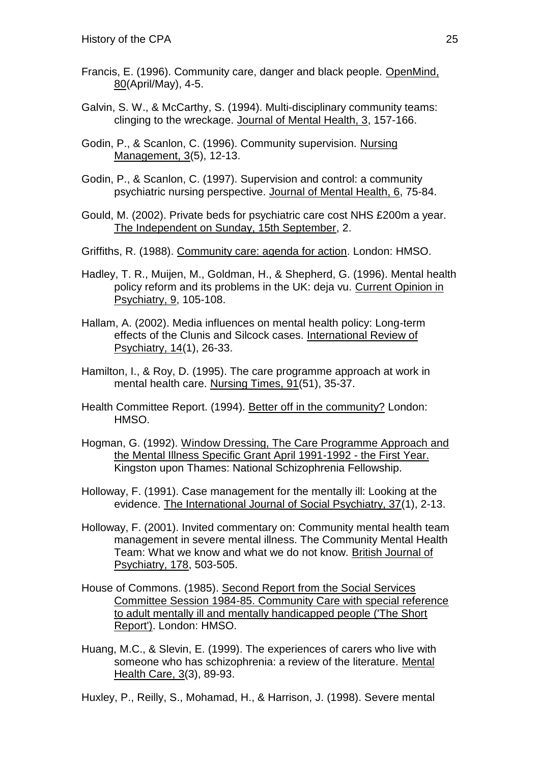Francis, E. (1996). Community care, danger and black people. OpenMind, 80(April/May), 4-5.

Galvin, S. W., & McCarthy, S. (1994). Multi-disciplinary community teams: clinging to the wreckage. Journal of Mental Health, 3, 157-166.

Godin, P., & Scanlon, C. (1996). Community supervision. Nursing Management, 3(5), 12-13.

Godin, P., & Scanlon, C. (1997). Supervision and control: a community psychiatric nursing perspective. Journal of Mental Health, 6, 75-84.

Gould, M. (2002). Private beds for psychiatric care cost NHS £200m a year. The Independent on Sunday, 15th September, 2.

Griffiths, R. (1988). Community care: agenda for action. London: HMSO.

Hadley, T. R., Muijen, M., Goldman, H., & Shepherd, G. (1996). Mental health policy reform and its problems in the UK: deja vu. Current Opinion in Psychiatry, 9, 105-108.

Hallam, A. (2002). Media influences on mental health policy: Long-term effects of the Clunis and Silcock cases. International Review of Psychiatry, 14(1), 26-33.

Hamilton, I., & Roy, D. (1995). The care programme approach at work in mental health care. Nursing Times, 91(51), 35-37.

Health Committee Report. (1994). Better off in the community? London: HMSO.

Hogman, G. (1992). Window Dressing, The Care Programme Approach and the Mental Illness Specific Grant April 1991-1992 - the First Year. Kingston upon Thames: National Schizophrenia Fellowship.

Holloway, F. (1991). Case management for the mentally ill: Looking at the evidence. The International Journal of Social Psychiatry, 37(1), 2-13.

Holloway, F. (2001). Invited commentary on: Community mental health team management in severe mental illness. The Community Mental Health Team: What we know and what we do not know. British Journal of Psychiatry, 178, 503-505.

House of Commons. (1985). Second Report from the Social Services Committee Session 1984-85. Community Care with special reference to adult mentally ill and mentally handicapped people ('The Short Report'). London: HMSO.

Huang, M.C., & Slevin, E. (1999). The experiences of carers who live with someone who has schizophrenia: a review of the literature. Mental Health Care, 3(3), 89-93.

Huxley, P., Reilly, S., Mohamad, H., & Harrison, J. (1998). Severe mental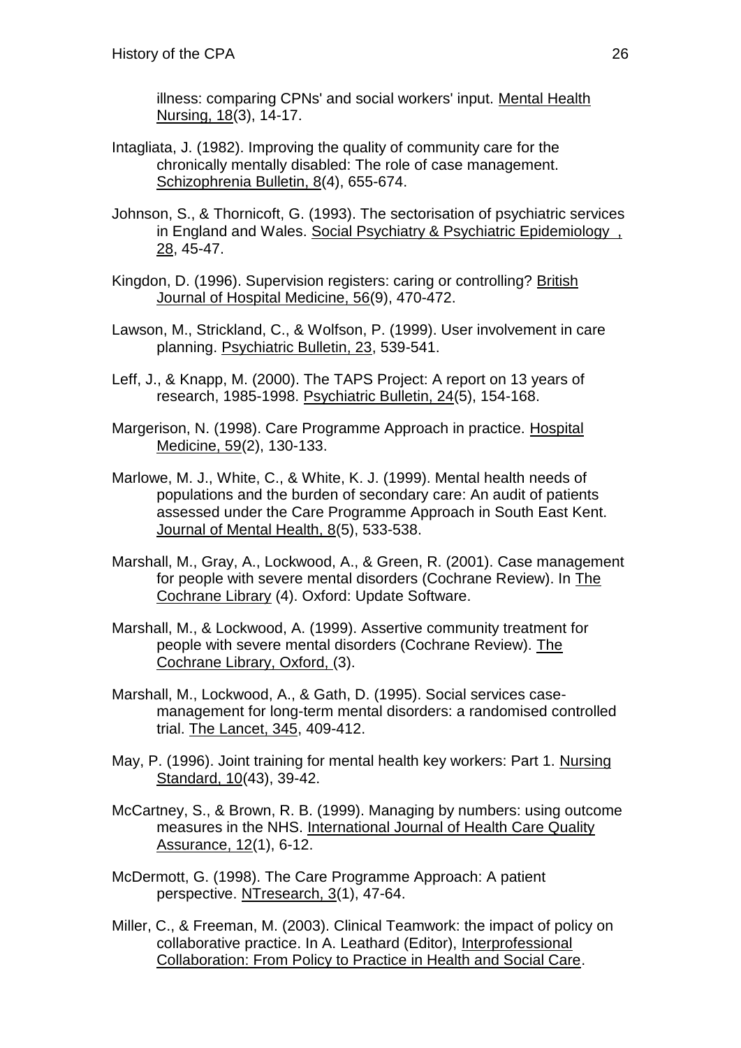illness: comparing CPNs' and social workers' input. Mental Health Nursing, 18(3), 14-17.

Intagliata, J. (1982). Improving the quality of community care for the chronically mentally disabled: The role of case management. Schizophrenia Bulletin, 8(4), 655-674.

Johnson, S., & Thornicoft, G. (1993). The sectorisation of psychiatric services in England and Wales. Social Psychiatry & Psychiatric Epidemiology , 28, 45-47.

Kingdon, D. (1996). Supervision registers: caring or controlling? British Journal of Hospital Medicine, 56(9), 470-472.

Lawson, M., Strickland, C., & Wolfson, P. (1999). User involvement in care planning. Psychiatric Bulletin, 23, 539-541.

Leff, J., & Knapp, M. (2000). The TAPS Project: A report on 13 years of research, 1985-1998. Psychiatric Bulletin, 24(5), 154-168.

Margerison, N. (1998). Care Programme Approach in practice. Hospital Medicine, 59(2), 130-133.

Marlowe, M. J., White, C., & White, K. J. (1999). Mental health needs of populations and the burden of secondary care: An audit of patients assessed under the Care Programme Approach in South East Kent. Journal of Mental Health, 8(5), 533-538.

Marshall, M., Gray, A., Lockwood, A., & Green, R. (2001). Case management for people with severe mental disorders (Cochrane Review). In The Cochrane Library (4). Oxford: Update Software.

Marshall, M., & Lockwood, A. (1999). Assertive community treatment for people with severe mental disorders (Cochrane Review). The Cochrane Library, Oxford, (3).

Marshall, M., Lockwood, A., & Gath, D. (1995). Social services case-management for long-term mental disorders: a randomised controlled trial. The Lancet, 345, 409-412.

May, P. (1996). Joint training for mental health key workers: Part 1. Nursing Standard, 10(43), 39-42.

McCartney, S., & Brown, R. B. (1999). Managing by numbers: using outcome measures in the NHS. International Journal of Health Care Quality Assurance, 12(1), 6-12.

McDermott, G. (1998). The Care Programme Approach: A patient perspective. NTresearch, 3(1), 47-64.

Miller, C., & Freeman, M. (2003). Clinical Teamwork: the impact of policy on collaborative practice. In A. Leathard (Editor), Interprofessional Collaboration: From Policy to Practice in Health and Social Care.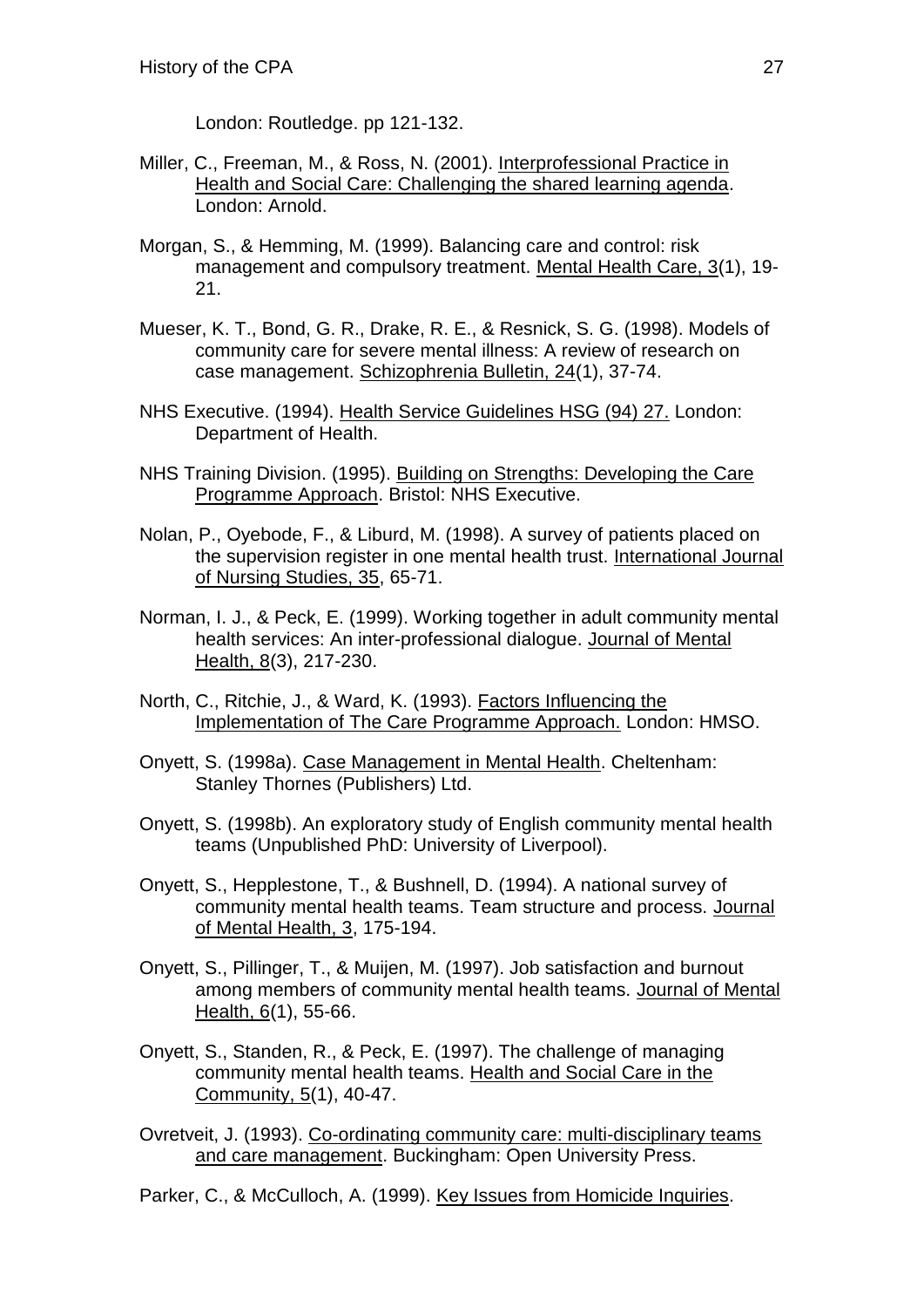London: Routledge. pp 121-132.

Miller, C., Freeman, M., & Ross, N. (2001). Interprofessional Practice in Health and Social Care: Challenging the shared learning agenda. London: Arnold.

Morgan, S., & Hemming, M. (1999). Balancing care and control: risk management and compulsory treatment. Mental Health Care, 3(1), 19-21.

Mueser, K. T., Bond, G. R., Drake, R. E., & Resnick, S. G. (1998). Models of community care for severe mental illness: A review of research on case management. Schizophrenia Bulletin, 24(1), 37-74.

NHS Executive. (1994). Health Service Guidelines HSG (94) 27. London: Department of Health.

NHS Training Division. (1995). Building on Strengths: Developing the Care Programme Approach. Bristol: NHS Executive.

Nolan, P., Oyebode, F., & Liburd, M. (1998). A survey of patients placed on the supervision register in one mental health trust. International Journal of Nursing Studies, 35, 65-71.

Norman, I. J., & Peck, E. (1999). Working together in adult community mental health services: An inter-professional dialogue. Journal of Mental Health, 8(3), 217-230.

North, C., Ritchie, J., & Ward, K. (1993). Factors Influencing the Implementation of The Care Programme Approach. London: HMSO.

Onyett, S. (1998a). Case Management in Mental Health. Cheltenham: Stanley Thornes (Publishers) Ltd.

Onyett, S. (1998b). An exploratory study of English community mental health teams (Unpublished PhD: University of Liverpool).

Onyett, S., Hepplestone, T., & Bushnell, D. (1994). A national survey of community mental health teams. Team structure and process. Journal of Mental Health, 3, 175-194.

Onyett, S., Pillinger, T., & Muijen, M. (1997). Job satisfaction and burnout among members of community mental health teams. Journal of Mental Health, 6(1), 55-66.

Onyett, S., Standen, R., & Peck, E. (1997). The challenge of managing community mental health teams. Health and Social Care in the Community, 5(1), 40-47.

Ovretveit, J. (1993). Co-ordinating community care: multi-disciplinary teams and care management. Buckingham: Open University Press.

Parker, C., & McCulloch, A. (1999). Key Issues from Homicide Inquiries.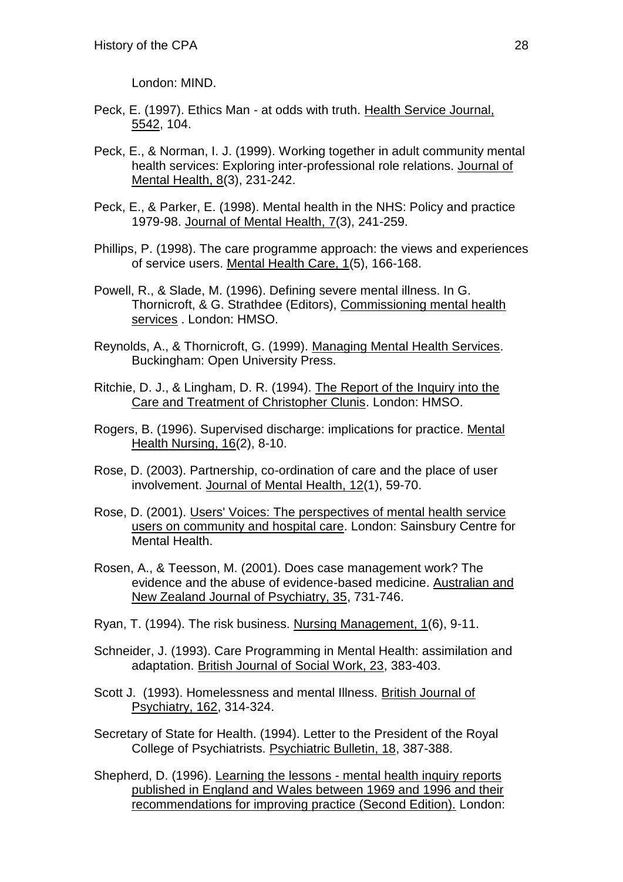London: MIND.

Peck, E. (1997). Ethics Man - at odds with truth. Health Service Journal, 5542, 104.

Peck, E., & Norman, I. J. (1999). Working together in adult community mental health services: Exploring inter-professional role relations. Journal of Mental Health, 8(3), 231-242.

Peck, E., & Parker, E. (1998). Mental health in the NHS: Policy and practice 1979-98. Journal of Mental Health, 7(3), 241-259.

Phillips, P. (1998). The care programme approach: the views and experiences of service users. Mental Health Care, 1(5), 166-168.

Powell, R., & Slade, M. (1996). Defining severe mental illness. In G. Thornicroft, & G. Strathdee (Editors), Commissioning mental health services . London: HMSO.

Reynolds, A., & Thornicroft, G. (1999). Managing Mental Health Services. Buckingham: Open University Press.

Ritchie, D. J., & Lingham, D. R. (1994). The Report of the Inquiry into the Care and Treatment of Christopher Clunis. London: HMSO.

Rogers, B. (1996). Supervised discharge: implications for practice. Mental Health Nursing, 16(2), 8-10.

Rose, D. (2003). Partnership, co-ordination of care and the place of user involvement. Journal of Mental Health, 12(1), 59-70.

Rose, D. (2001). Users' Voices: The perspectives of mental health service users on community and hospital care. London: Sainsbury Centre for Mental Health.

Rosen, A., & Teesson, M. (2001). Does case management work? The evidence and the abuse of evidence-based medicine. Australian and New Zealand Journal of Psychiatry, 35, 731-746.

Ryan, T. (1994). The risk business. Nursing Management, 1(6), 9-11.

Schneider, J. (1993). Care Programming in Mental Health: assimilation and adaptation. British Journal of Social Work, 23, 383-403.

Scott J. (1993). Homelessness and mental Illness. British Journal of Psychiatry, 162, 314-324.

Secretary of State for Health. (1994). Letter to the President of the Royal College of Psychiatrists. Psychiatric Bulletin, 18, 387-388.

Shepherd, D. (1996). Learning the lessons - mental health inquiry reports published in England and Wales between 1969 and 1996 and their recommendations for improving practice (Second Edition). London: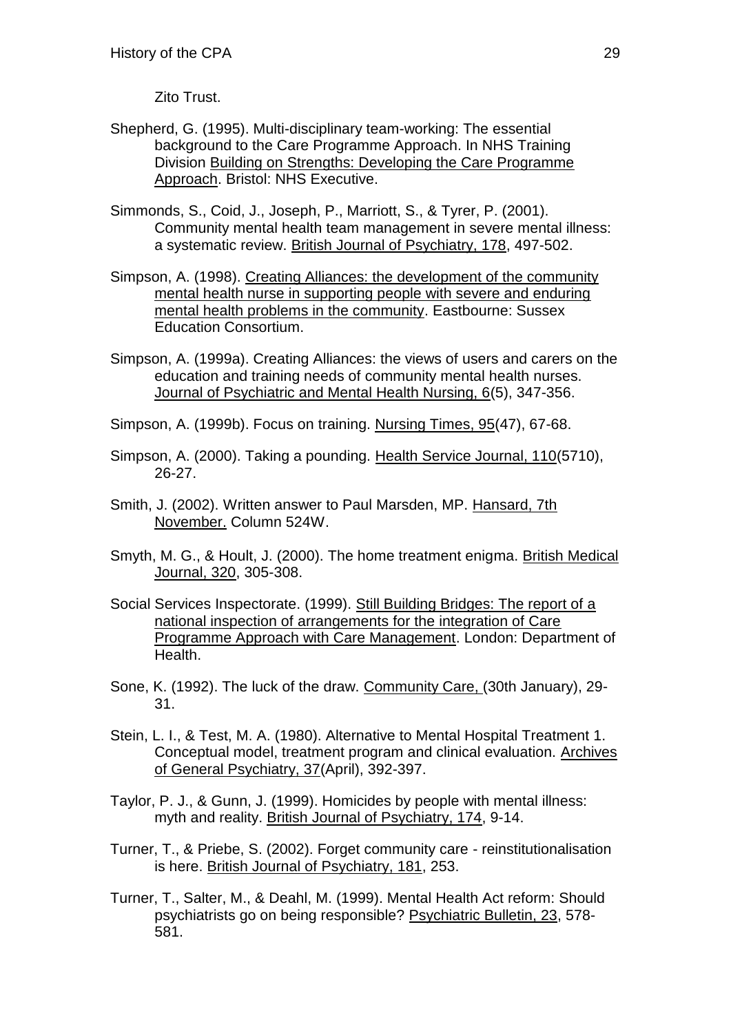Zito Trust.

Shepherd, G. (1995). Multi-disciplinary team-working: The essential background to the Care Programme Approach. In NHS Training Division Building on Strengths: Developing the Care Programme Approach. Bristol: NHS Executive.

Simmonds, S., Coid, J., Joseph, P., Marriott, S., & Tyrer, P. (2001). Community mental health team management in severe mental illness: a systematic review. British Journal of Psychiatry, 178, 497-502.

Simpson, A. (1998). Creating Alliances: the development of the community mental health nurse in supporting people with severe and enduring mental health problems in the community. Eastbourne: Sussex Education Consortium.

Simpson, A. (1999a). Creating Alliances: the views of users and carers on the education and training needs of community mental health nurses. Journal of Psychiatric and Mental Health Nursing, 6(5), 347-356.

Simpson, A. (1999b). Focus on training. Nursing Times, 95(47), 67-68.

Simpson, A. (2000). Taking a pounding. Health Service Journal, 110(5710), 26-27.

Smith, J. (2002). Written answer to Paul Marsden, MP. Hansard, 7th November. Column 524W.

Smyth, M. G., & Hoult, J. (2000). The home treatment enigma. British Medical Journal, 320, 305-308.

Social Services Inspectorate. (1999). Still Building Bridges: The report of a national inspection of arrangements for the integration of Care Programme Approach with Care Management. London: Department of Health.

Sone, K. (1992). The luck of the draw. Community Care, (30th January), 29-31.

Stein, L. I., & Test, M. A. (1980). Alternative to Mental Hospital Treatment 1. Conceptual model, treatment program and clinical evaluation. Archives of General Psychiatry, 37(April), 392-397.

Taylor, P. J., & Gunn, J. (1999). Homicides by people with mental illness: myth and reality. British Journal of Psychiatry, 174, 9-14.

Turner, T., & Priebe, S. (2002). Forget community care - reinstitutionalisation is here. British Journal of Psychiatry, 181, 253.

Turner, T., Salter, M., & Deahl, M. (1999). Mental Health Act reform: Should psychiatrists go on being responsible? Psychiatric Bulletin, 23, 578-581.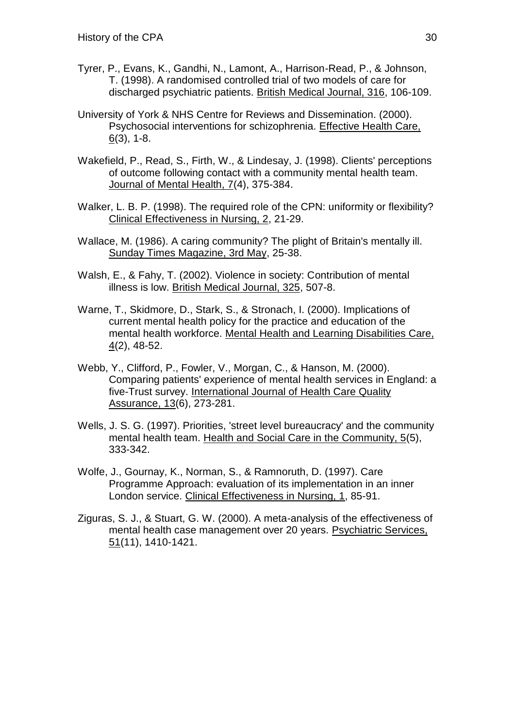Tyrer, P., Evans, K., Gandhi, N., Lamont, A., Harrison-Read, P., & Johnson, T. (1998). A randomised controlled trial of two models of care for discharged psychiatric patients. British Medical Journal, 316, 106-109.

University of York & NHS Centre for Reviews and Dissemination. (2000). Psychosocial interventions for schizophrenia. Effective Health Care, 6(3), 1-8.

Wakefield, P., Read, S., Firth, W., & Lindesay, J. (1998). Clients' perceptions of outcome following contact with a community mental health team. Journal of Mental Health, 7(4), 375-384.

Walker, L. B. P. (1998). The required role of the CPN: uniformity or flexibility? Clinical Effectiveness in Nursing, 2, 21-29.

Wallace, M. (1986). A caring community? The plight of Britain's mentally ill. Sunday Times Magazine, 3rd May, 25-38.

Walsh, E., & Fahy, T. (2002). Violence in society: Contribution of mental illness is low. British Medical Journal, 325, 507-8.

Warne, T., Skidmore, D., Stark, S., & Stronach, I. (2000). Implications of current mental health policy for the practice and education of the mental health workforce. Mental Health and Learning Disabilities Care, 4(2), 48-52.

Webb, Y., Clifford, P., Fowler, V., Morgan, C., & Hanson, M. (2000). Comparing patients' experience of mental health services in England: a five-Trust survey. International Journal of Health Care Quality Assurance, 13(6), 273-281.

Wells, J. S. G. (1997). Priorities, 'street level bureaucracy' and the community mental health team. Health and Social Care in the Community, 5(5), 333-342.

Wolfe, J., Gournay, K., Norman, S., & Ramnoruth, D. (1997). Care Programme Approach: evaluation of its implementation in an inner London service. Clinical Effectiveness in Nursing, 1, 85-91.

Ziguras, S. J., & Stuart, G. W. (2000). A meta-analysis of the effectiveness of mental health case management over 20 years. Psychiatric Services, 51(11), 1410-1421.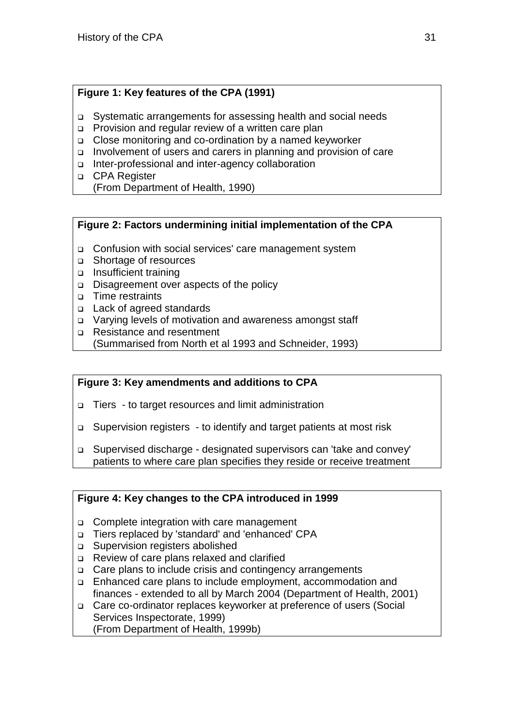**Figure 1: Key features of the CPA (1991)**

- Systematic arrangements for assessing health and social needs
- Provision and regular review of a written care plan
- Close monitoring and co-ordination by a named keyworker
- Involvement of users and carers in planning and provision of care
- Inter-professional and inter-agency collaboration
- CPA Register
  (From Department of Health, 1990)

**Figure 2: Factors undermining initial implementation of the CPA**

- Confusion with social services' care management system
- Shortage of resources
- Insufficient training
- Disagreement over aspects of the policy
- Time restraints
- Lack of agreed standards
- Varying levels of motivation and awareness amongst staff
- Resistance and resentment
  (Summarised from North et al 1993 and Schneider, 1993)

**Figure 3: Key amendments and additions to CPA**

- Tiers - to target resources and limit administration
- Supervision registers - to identify and target patients at most risk
- Supervised discharge - designated supervisors can 'take and convey' patients to where care plan specifies they reside or receive treatment

**Figure 4: Key changes to the CPA introduced in 1999**

- Complete integration with care management
- Tiers replaced by 'standard' and 'enhanced' CPA
- Supervision registers abolished
- Review of care plans relaxed and clarified
- Care plans to include crisis and contingency arrangements
- Enhanced care plans to include employment, accommodation and finances - extended to all by March 2004 (Department of Health, 2001)
- Care co-ordinator replaces keyworker at preference of users (Social Services Inspectorate, 1999)
  (From Department of Health, 1999b)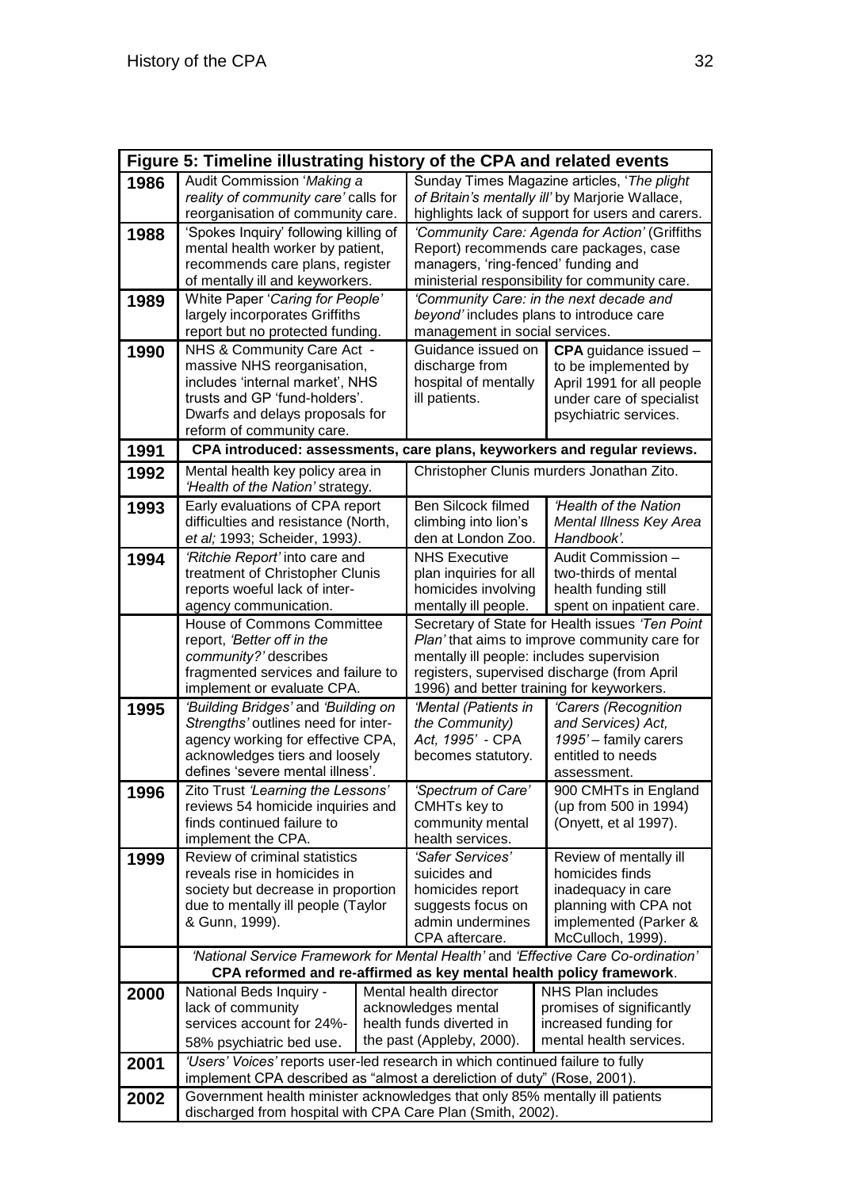**Figure 5: Timeline illustrating history of the CPA and related events**

| | | | |
|---|---|---|---|
| **1986** | Audit Commission '*Making a reality of community care*' calls for reorganisation of community care. | Sunday Times Magazine articles, '*The plight of Britain's mentally ill*' by Marjorie Wallace, highlights lack of support for users and carers. | |
| **1988** | 'Spokes Inquiry' following killing of mental health worker by patient, recommends care plans, register of mentally ill and keyworkers. | '*Community Care: Agenda for Action*' (Griffiths Report) recommends care packages, case managers, 'ring-fenced' funding and ministerial responsibility for community care. | |
| **1989** | White Paper '*Caring for People*' largely incorporates Griffiths report but no protected funding. | '*Community Care: in the next decade and beyond*' includes plans to introduce care management in social services. | |
| **1990** | NHS & Community Care Act - massive NHS reorganisation, includes 'internal market', NHS trusts and GP 'fund-holders'. Dwarfs and delays proposals for reform of community care. | Guidance issued on discharge from hospital of mentally ill patients. | **CPA** guidance issued – to be implemented by April 1991 for all people under care of specialist psychiatric services. |
| **1991** | **CPA introduced: assessments, care plans, keyworkers and regular reviews.** | | |
| **1992** | Mental health key policy area in '*Health of the Nation*' strategy. | Christopher Clunis murders Jonathan Zito. | |
| **1993** | Early evaluations of CPA report difficulties and resistance (North, *et al*; 1993; Scheider, 1993*)*. | Ben Silcock filmed climbing into lion's den at London Zoo. | '*Health of the Nation Mental Illness Key Area Handbook*'. |
| **1994** | '*Ritchie Report*' into care and treatment of Christopher Clunis reports woeful lack of inter-agency communication. | NHS Executive plan inquiries for all homicides involving mentally ill people. | Audit Commission – two-thirds of mental health funding still spent on inpatient care. |
| | House of Commons Committee report, '*Better off in the community?*' describes fragmented services and failure to implement or evaluate CPA. | Secretary of State for Health issues '*Ten Point Plan*' that aims to improve community care for mentally ill people: includes supervision registers, supervised discharge (from April 1996) and better training for keyworkers. | |
| **1995** | '*Building Bridges*' and '*Building on Strengths*' outlines need for inter-agency working for effective CPA, acknowledges tiers and loosely defines 'severe mental illness'. | '*Mental (Patients in the Community) Act, 1995*' - CPA becomes statutory. | '*Carers (Recognition and Services) Act, 1995*' – family carers entitled to needs assessment. |
| **1996** | Zito Trust '*Learning the Lessons*' reviews 54 homicide inquiries and finds continued failure to implement the CPA. | '*Spectrum of Care*' CMHTs key to community mental health services. | 900 CMHTs in England (up from 500 in 1994) (Onyett, et al 1997). |
| **1999** | Review of criminal statistics reveals rise in homicides in society but decrease in proportion due to mentally ill people (Taylor & Gunn, 1999). | '*Safer Services*' suicides and homicides report suggests focus on admin undermines CPA aftercare. | Review of mentally ill homicides finds inadequacy in care planning with CPA not implemented (Parker & McCulloch, 1999). |
| | '*National Service Framework for Mental Health*' and '*Effective Care Co-ordination*' **CPA reformed and re-affirmed as key mental health policy framework**. | | |
| **2000** | National Beds Inquiry - lack of community services account for 24%-58% psychiatric bed use. | Mental health director acknowledges mental health funds diverted in the past (Appleby, 2000). | NHS Plan includes promises of significantly increased funding for mental health services. |
| **2001** | '*Users' Voices*' reports user-led research in which continued failure to fully implement CPA described as "almost a dereliction of duty" (Rose, 2001). | | |
| **2002** | Government health minister acknowledges that only 85% mentally ill patients discharged from hospital with CPA Care Plan (Smith, 2002). | | |